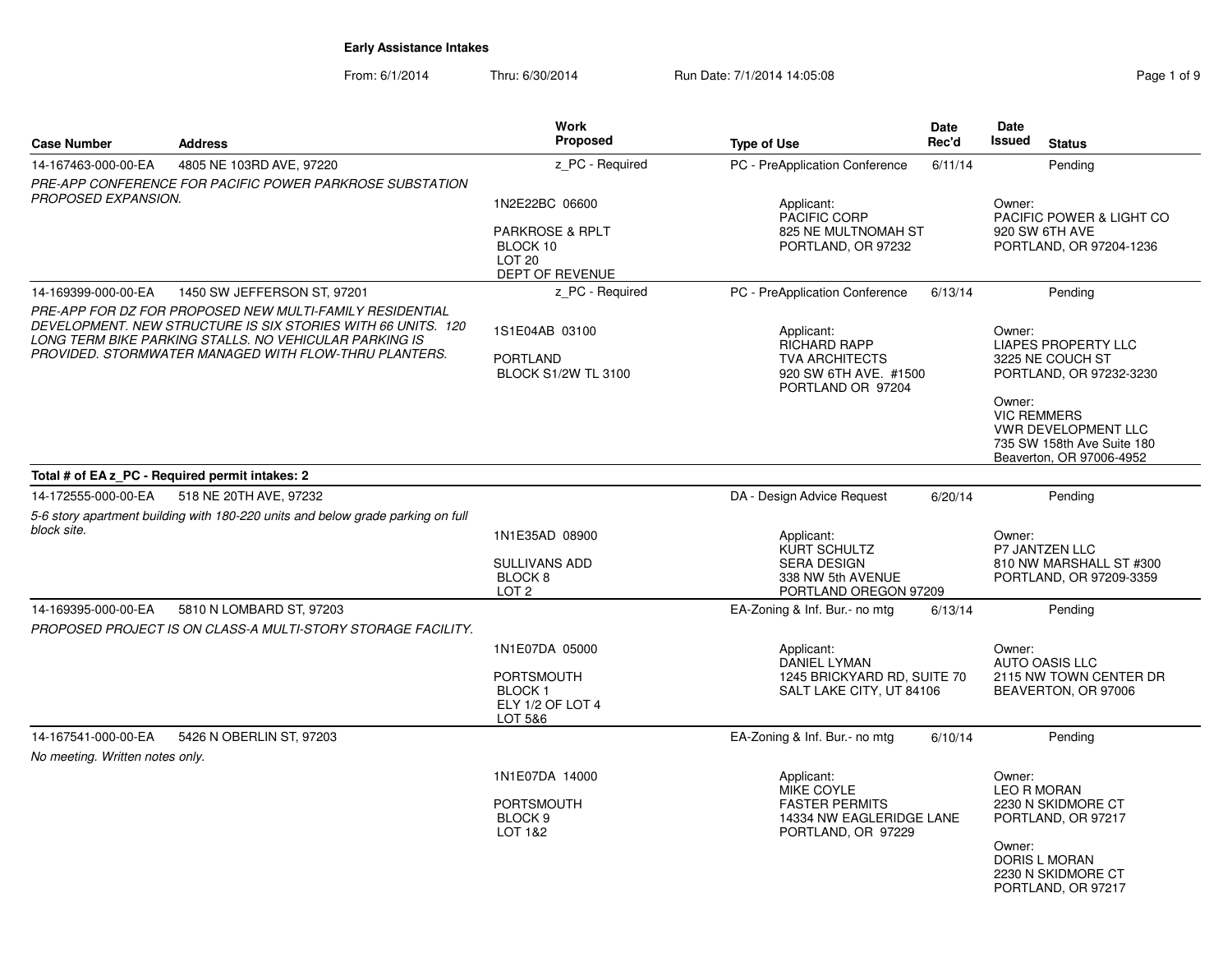**Early Assistance Intakes**

From: 6/1/2014 Thru: 6/30/2014 Run Date: 7/1/2014 14:05:08

| Case Number | Address | Work Proposed | Type of Use | Date Rec'd | Date Issued | Status |
|---|---|---|---|---|---|---|
| 14-167463-000-00-EA | 4805 NE 103RD AVE, 97220 | z_PC - Required | PC - PreApplication Conference | 6/11/14 | | Pending |

*PRE-APP CONFERENCE FOR PACIFIC POWER PARKROSE SUBSTATION PROPOSED EXPANSION.*

1N2E22BC 06600
PARKROSE & RPLT
BLOCK 10
LOT 20
DEPT OF REVENUE

Applicant:
PACIFIC CORP
825 NE MULTNOMAH ST
PORTLAND, OR 97232

Owner:
PACIFIC POWER & LIGHT CO
920 SW 6TH AVE
PORTLAND, OR 97204-1236

| Case Number | Address | Work Proposed | Type of Use | Date Rec'd | Date Issued | Status |
|---|---|---|---|---|---|---|
| 14-169399-000-00-EA | 1450 SW JEFFERSON ST, 97201 | z_PC - Required | PC - PreApplication Conference | 6/13/14 | | Pending |

*PRE-APP FOR DZ FOR PROPOSED NEW MULTI-FAMILY RESIDENTIAL DEVELOPMENT. NEW STRUCTURE IS SIX STORIES WITH 66 UNITS. 120 LONG TERM BIKE PARKING STALLS. NO VEHICULAR PARKING IS PROVIDED. STORMWATER MANAGED WITH FLOW-THRU PLANTERS.*

1S1E04AB 03100
PORTLAND
BLOCK S1/2W TL 3100

Applicant:
RICHARD RAPP
TVA ARCHITECTS
920 SW 6TH AVE. #1500
PORTLAND OR 97204

Owner:
LIAPES PROPERTY LLC
3225 NE COUCH ST
PORTLAND, OR 97232-3230

Owner:
VIC REMMERS
VWR DEVELOPMENT LLC
735 SW 158th Ave Suite 180
Beaverton, OR 97006-4952

**Total # of EA z_PC - Required permit intakes: 2**

| Case Number | Address | Work Proposed | Type of Use | Date Rec'd | Date Issued | Status |
|---|---|---|---|---|---|---|
| 14-172555-000-00-EA | 518 NE 20TH AVE, 97232 | | DA - Design Advice Request | 6/20/14 | | Pending |

*5-6 story apartment building with 180-220 units and below grade parking on full block site.*

1N1E35AD 08900
SULLIVANS ADD
BLOCK 8
LOT 2

Applicant:
KURT SCHULTZ
SERA DESIGN
338 NW 5th AVENUE
PORTLAND OREGON 97209

Owner:
P7 JANTZEN LLC
810 NW MARSHALL ST #300
PORTLAND, OR 97209-3359

| Case Number | Address | Work Proposed | Type of Use | Date Rec'd | Date Issued | Status |
|---|---|---|---|---|---|---|
| 14-169395-000-00-EA | 5810 N LOMBARD ST, 97203 | | EA-Zoning & Inf. Bur.- no mtg | 6/13/14 | | Pending |

*PROPOSED PROJECT IS ON CLASS-A MULTI-STORY STORAGE FACILITY.*

1N1E07DA 05000
PORTSMOUTH
BLOCK 1
ELY 1/2 OF LOT 4
LOT 5&6

Applicant:
DANIEL LYMAN
1245 BRICKYARD RD, SUITE 70
SALT LAKE CITY, UT 84106

Owner:
AUTO OASIS LLC
2115 NW TOWN CENTER DR
BEAVERTON, OR 97006

| Case Number | Address | Work Proposed | Type of Use | Date Rec'd | Date Issued | Status |
|---|---|---|---|---|---|---|
| 14-167541-000-00-EA | 5426 N OBERLIN ST, 97203 | | EA-Zoning & Inf. Bur.- no mtg | 6/10/14 | | Pending |

*No meeting. Written notes only.*

1N1E07DA 14000
PORTSMOUTH
BLOCK 9
LOT 1&2

Applicant:
MIKE COYLE
FASTER PERMITS
14334 NW EAGLERIDGE LANE
PORTLAND, OR 97229

Owner:
LEO R MORAN
2230 N SKIDMORE CT
PORTLAND, OR 97217

Owner:
DORIS L MORAN
2230 N SKIDMORE CT
PORTLAND, OR 97217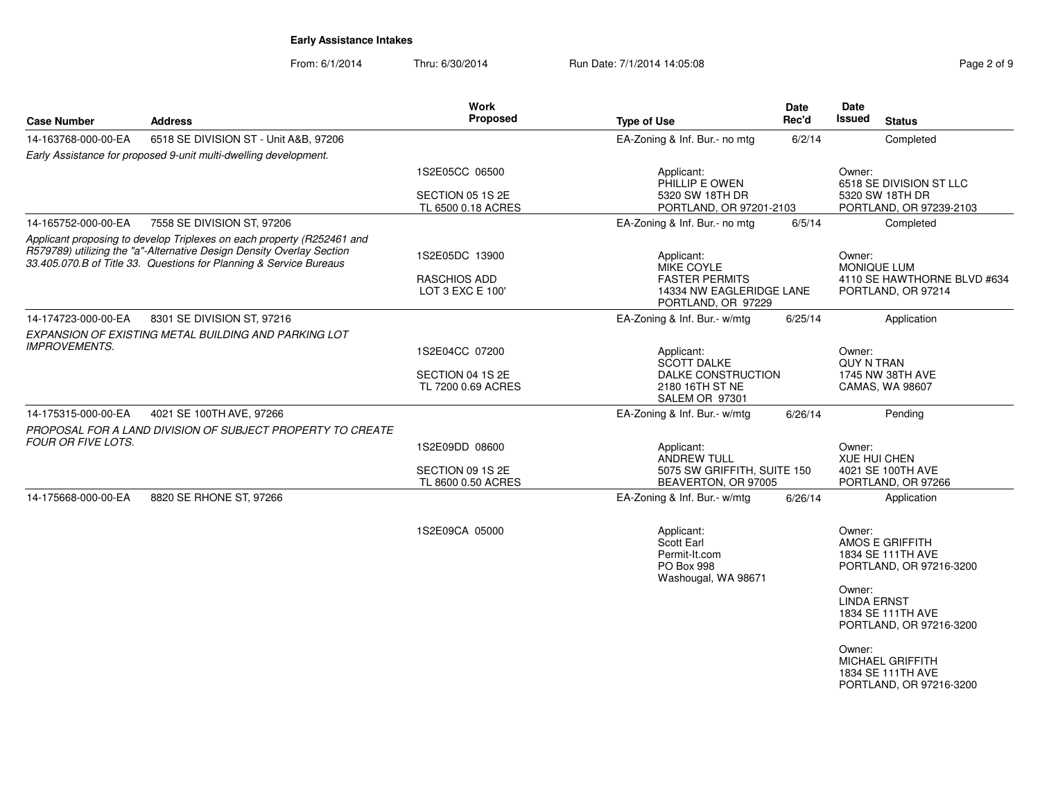**Early Assistance Intakes**

From: 6/1/2014 Thru: 6/30/2014 Run Date: 7/1/2014 14:05:08

| Case Number | Address | Work Proposed | Type of Use | Date Rec'd | Date Issued | Status |
|---|---|---|---|---|---|---|
| 14-163768-000-00-EA | 6518 SE DIVISION ST - Unit A&B, 97206 | | EA-Zoning & Inf. Bur.- no mtg | 6/2/14 | | Completed |
| *Early Assistance for proposed 9-unit multi-dwelling development.* | | 1S2E05CC 06500<br>SECTION 05 1S 2E<br>TL 6500 0.18 ACRES | Applicant:<br>PHILLIP E OWEN<br>5320 SW 18TH DR<br>PORTLAND, OR 97201-2103 | | Owner:<br>6518 SE DIVISION ST LLC<br>5320 SW 18TH DR<br>PORTLAND, OR 97239-2103 | |
| 14-165752-000-00-EA | 7558 SE DIVISION ST, 97206 | | EA-Zoning & Inf. Bur.- no mtg | 6/5/14 | | Completed |
| *Applicant proposing to develop Triplexes on each property (R252461 and R579789) utilizing the "a"-Alternative Design Density Overlay Section 33.405.070.B of Title 33. Questions for Planning & Service Bureaus* | | 1S2E05DC 13900<br>RASCHIOS ADD<br>LOT 3 EXC E 100' | Applicant:<br>MIKE COYLE<br>FASTER PERMITS<br>14334 NW EAGLERIDGE LANE<br>PORTLAND, OR 97229 | | Owner:<br>MONIQUE LUM<br>4110 SE HAWTHORNE BLVD #634<br>PORTLAND, OR 97214 | |
| 14-174723-000-00-EA | 8301 SE DIVISION ST, 97216 | | EA-Zoning & Inf. Bur.- w/mtg | 6/25/14 | | Application |
| *EXPANSION OF EXISTING METAL BUILDING AND PARKING LOT IMPROVEMENTS.* | | 1S2E04CC 07200<br>SECTION 04 1S 2E<br>TL 7200 0.69 ACRES | Applicant:<br>SCOTT DALKE<br>DALKE CONSTRUCTION<br>2180 16TH ST NE<br>SALEM OR 97301 | | Owner:<br>QUY N TRAN<br>1745 NW 38TH AVE<br>CAMAS, WA 98607 | |
| 14-175315-000-00-EA | 4021 SE 100TH AVE, 97266 | | EA-Zoning & Inf. Bur.- w/mtg | 6/26/14 | | Pending |
| *PROPOSAL FOR A LAND DIVISION OF SUBJECT PROPERTY TO CREATE FOUR OR FIVE LOTS.* | | 1S2E09DD 08600<br>SECTION 09 1S 2E<br>TL 8600 0.50 ACRES | Applicant:<br>ANDREW TULL<br>5075 SW GRIFFITH, SUITE 150<br>BEAVERTON, OR 97005 | | Owner:<br>XUE HUI CHEN<br>4021 SE 100TH AVE<br>PORTLAND, OR 97266 | |
| 14-175668-000-00-EA | 8820 SE RHONE ST, 97266 | | EA-Zoning & Inf. Bur.- w/mtg | 6/26/14 | | Application |
| | | 1S2E09CA 05000 | Applicant:<br>Scott Earl<br>Permit-It.com<br>PO Box 998<br>Washougal, WA 98671 | | Owner:<br>AMOS E GRIFFITH<br>1834 SE 111TH AVE<br>PORTLAND, OR 97216-3200<br><br>Owner:<br>LINDA ERNST<br>1834 SE 111TH AVE<br>PORTLAND, OR 97216-3200<br><br>Owner:<br>MICHAEL GRIFFITH<br>1834 SE 111TH AVE<br>PORTLAND, OR 97216-3200 | |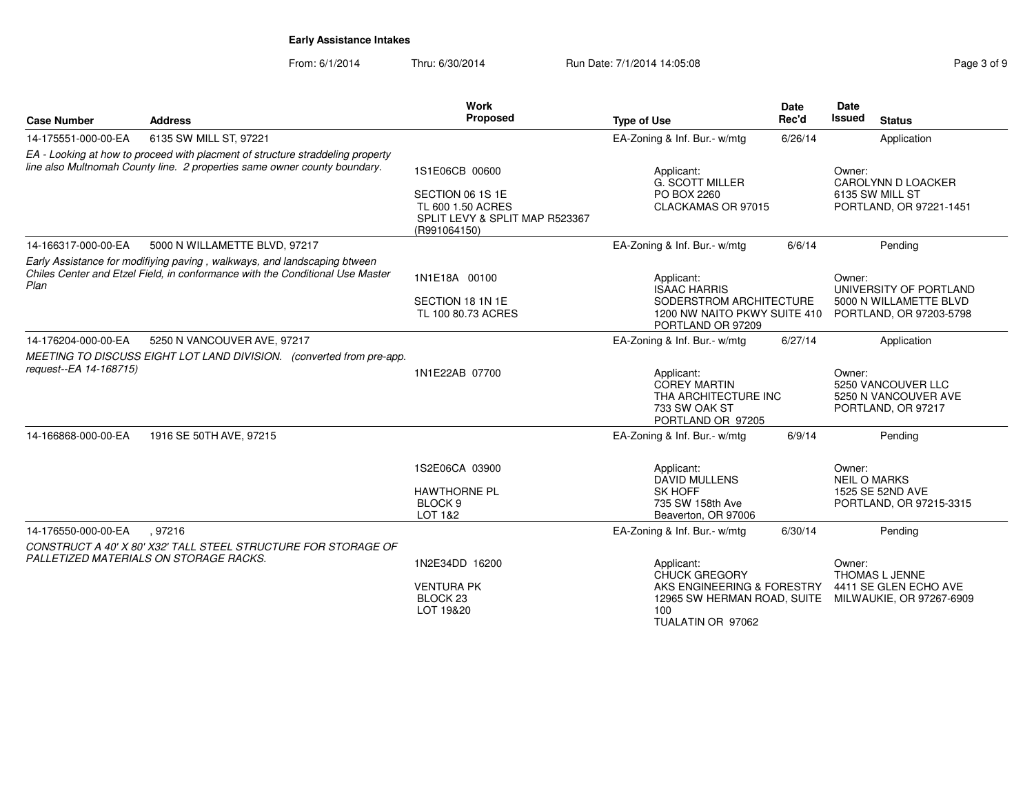## Early Assistance Intakes

From: 6/1/2014 Thru: 6/30/2014 Run Date: 7/1/2014 14:05:08

| Case Number | Address | Work Proposed | Type of Use | Date Rec'd | Date Issued | Status |
|---|---|---|---|---|---|---|
| 14-175551-000-00-EA | 6135 SW MILL ST, 97221 | | EA-Zoning & Inf. Bur.- w/mtg | 6/26/14 | | Application |
| *EA - Looking at how to proceed with placment of structure straddeling property line also Multnomah County line. 2 properties same owner county boundary.* | | 1S1E06CB 00600<br><br>SECTION 06 1S 1E<br>TL 600 1.50 ACRES<br>SPLIT LEVY & SPLIT MAP R523367 (R991064150) | Applicant:<br>G. SCOTT MILLER<br>PO BOX 2260<br>CLACKAMAS OR 97015 | | Owner:<br>CAROLYNN D LOACKER<br>6135 SW MILL ST<br>PORTLAND, OR 97221-1451 | |
| 14-166317-000-00-EA | 5000 N WILLAMETTE BLVD, 97217 | | EA-Zoning & Inf. Bur.- w/mtg | 6/6/14 | | Pending |
| *Early Assistance for modifiying paving , walkways, and landscaping btween Chiles Center and Etzel Field, in conformance with the Conditional Use Master Plan* | | 1N1E18A 00100<br><br>SECTION 18 1N 1E<br>TL 100 80.73 ACRES | Applicant:<br>ISAAC HARRIS<br>SODERSTROM ARCHITECTURE<br>1200 NW NAITO PKWY SUITE 410<br>PORTLAND OR 97209 | | Owner:<br>UNIVERSITY OF PORTLAND<br>5000 N WILLAMETTE BLVD<br>PORTLAND, OR 97203-5798 | |
| 14-176204-000-00-EA | 5250 N VANCOUVER AVE, 97217 | | EA-Zoning & Inf. Bur.- w/mtg | 6/27/14 | | Application |
| *MEETING TO DISCUSS EIGHT LOT LAND DIVISION. (converted from pre-app. request--EA 14-168715)* | | 1N1E22AB 07700 | Applicant:<br>COREY MARTIN<br>THA ARCHITECTURE INC<br>733 SW OAK ST<br>PORTLAND OR 97205 | | Owner:<br>5250 VANCOUVER LLC<br>5250 N VANCOUVER AVE<br>PORTLAND, OR 97217 | |
| 14-166868-000-00-EA | 1916 SE 50TH AVE, 97215 | | EA-Zoning & Inf. Bur.- w/mtg | 6/9/14 | | Pending |
| | | 1S2E06CA 03900<br><br>HAWTHORNE PL<br>BLOCK 9<br>LOT 1&2 | Applicant:<br>DAVID MULLENS<br>SK HOFF<br>735 SW 158th Ave<br>Beaverton, OR 97006 | | Owner:<br>NEIL O MARKS<br>1525 SE 52ND AVE<br>PORTLAND, OR 97215-3315 | |
| 14-176550-000-00-EA | , 97216 | | EA-Zoning & Inf. Bur.- w/mtg | 6/30/14 | | Pending |
| *CONSTRUCT A 40' X 80' X32' TALL STEEL STRUCTURE FOR STORAGE OF PALLETIZED MATERIALS ON STORAGE RACKS.* | | 1N2E34DD 16200<br><br>VENTURA PK<br>BLOCK 23<br>LOT 19&20 | Applicant:<br>CHUCK GREGORY<br>AKS ENGINEERING & FORESTRY<br>12965 SW HERMAN ROAD, SUITE 100<br>TUALATIN OR 97062 | | Owner:<br>THOMAS L JENNE<br>4411 SE GLEN ECHO AVE<br>MILWAUKIE, OR 97267-6909 | |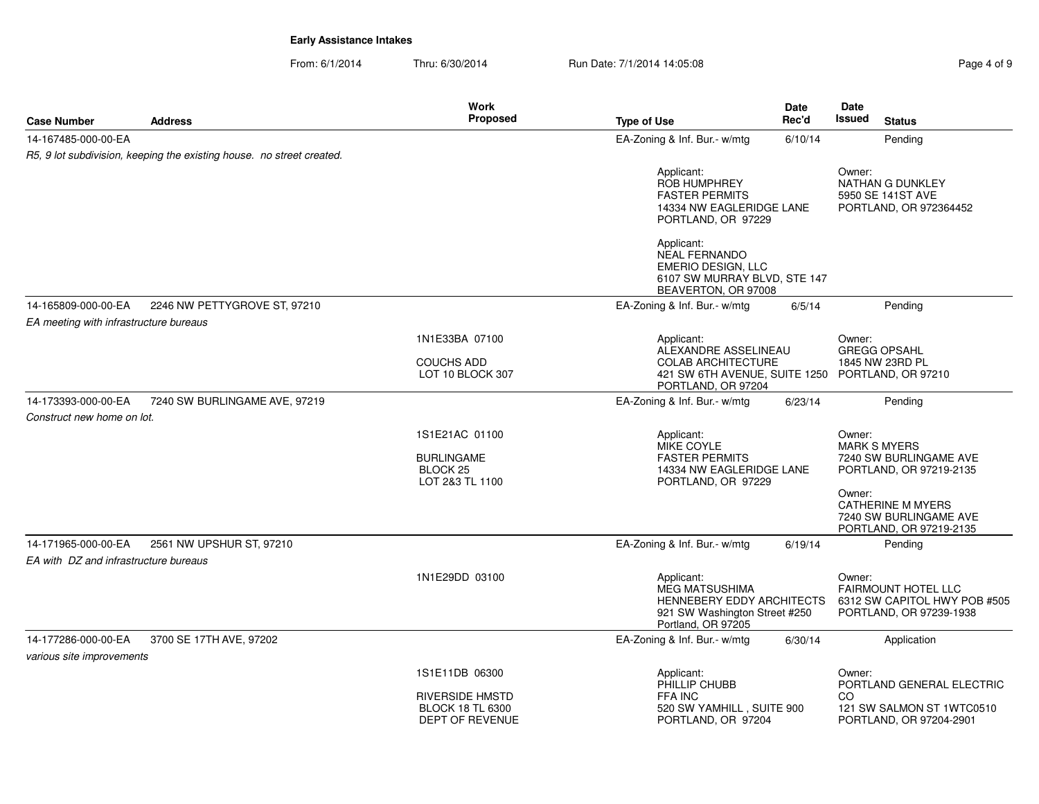**Early Assistance Intakes**

From: 6/1/2014 Thru: 6/30/2014 Run Date: 7/1/2014 14:05:08

| Case Number | Address | Work Proposed | Type of Use | Date Rec'd | Date Issued | Status |
|---|---|---|---|---|---|---|
| 14-167485-000-00-EA | | | EA-Zoning & Inf. Bur.- w/mtg | 6/10/14 | | Pending |
| *R5, 9 lot subdivision, keeping the existing house. no street created.* | | | Applicant: ROB HUMPHREY FASTER PERMITS 14334 NW EAGLERIDGE LANE PORTLAND, OR 97229<br><br>Applicant: NEAL FERNANDO EMERIO DESIGN, LLC 6107 SW MURRAY BLVD, STE 147 BEAVERTON, OR 97008 | | Owner: NATHAN G DUNKLEY 5950 SE 141ST AVE PORTLAND, OR 972364452 | |
| 14-165809-000-00-EA | 2246 NW PETTYGROVE ST, 97210 | | EA-Zoning & Inf. Bur.- w/mtg | 6/5/14 | | Pending |
| *EA meeting with infrastructure bureaus* | | 1N1E33BA 07100<br><br>COUCHS ADD LOT 10 BLOCK 307 | Applicant: ALEXANDRE ASSELINEAU COLAB ARCHITECTURE 421 SW 6TH AVENUE, SUITE 1250 PORTLAND, OR 97204 | | Owner: GREGG OPSAHL 1845 NW 23RD PL PORTLAND, OR 97210 | |
| 14-173393-000-00-EA | 7240 SW BURLINGAME AVE, 97219 | | EA-Zoning & Inf. Bur.- w/mtg | 6/23/14 | | Pending |
| *Construct new home on lot.* | | 1S1E21AC 01100<br><br>BURLINGAME BLOCK 25 LOT 2&3 TL 1100 | Applicant: MIKE COYLE FASTER PERMITS 14334 NW EAGLERIDGE LANE PORTLAND, OR 97229 | | Owner: MARK S MYERS 7240 SW BURLINGAME AVE PORTLAND, OR 97219-2135<br><br>Owner: CATHERINE M MYERS 7240 SW BURLINGAME AVE PORTLAND, OR 97219-2135 | |
| 14-171965-000-00-EA | 2561 NW UPSHUR ST, 97210 | | EA-Zoning & Inf. Bur.- w/mtg | 6/19/14 | | Pending |
| *EA with DZ and infrastructure bureaus* | | 1N1E29DD 03100 | Applicant: MEG MATSUSHIMA HENNEBERY EDDY ARCHITECTS 921 SW Washington Street #250 Portland, OR 97205 | | Owner: FAIRMOUNT HOTEL LLC 6312 SW CAPITOL HWY POB #505 PORTLAND, OR 97239-1938 | |
| 14-177286-000-00-EA | 3700 SE 17TH AVE, 97202 | | EA-Zoning & Inf. Bur.- w/mtg | 6/30/14 | | Application |
| *various site improvements* | | 1S1E11DB 06300<br><br>RIVERSIDE HMSTD BLOCK 18 TL 6300 DEPT OF REVENUE | Applicant: PHILLIP CHUBB FFA INC 520 SW YAMHILL , SUITE 900 PORTLAND, OR 97204 | | Owner: PORTLAND GENERAL ELECTRIC CO 121 SW SALMON ST 1WTC0510 PORTLAND, OR 97204-2901 | |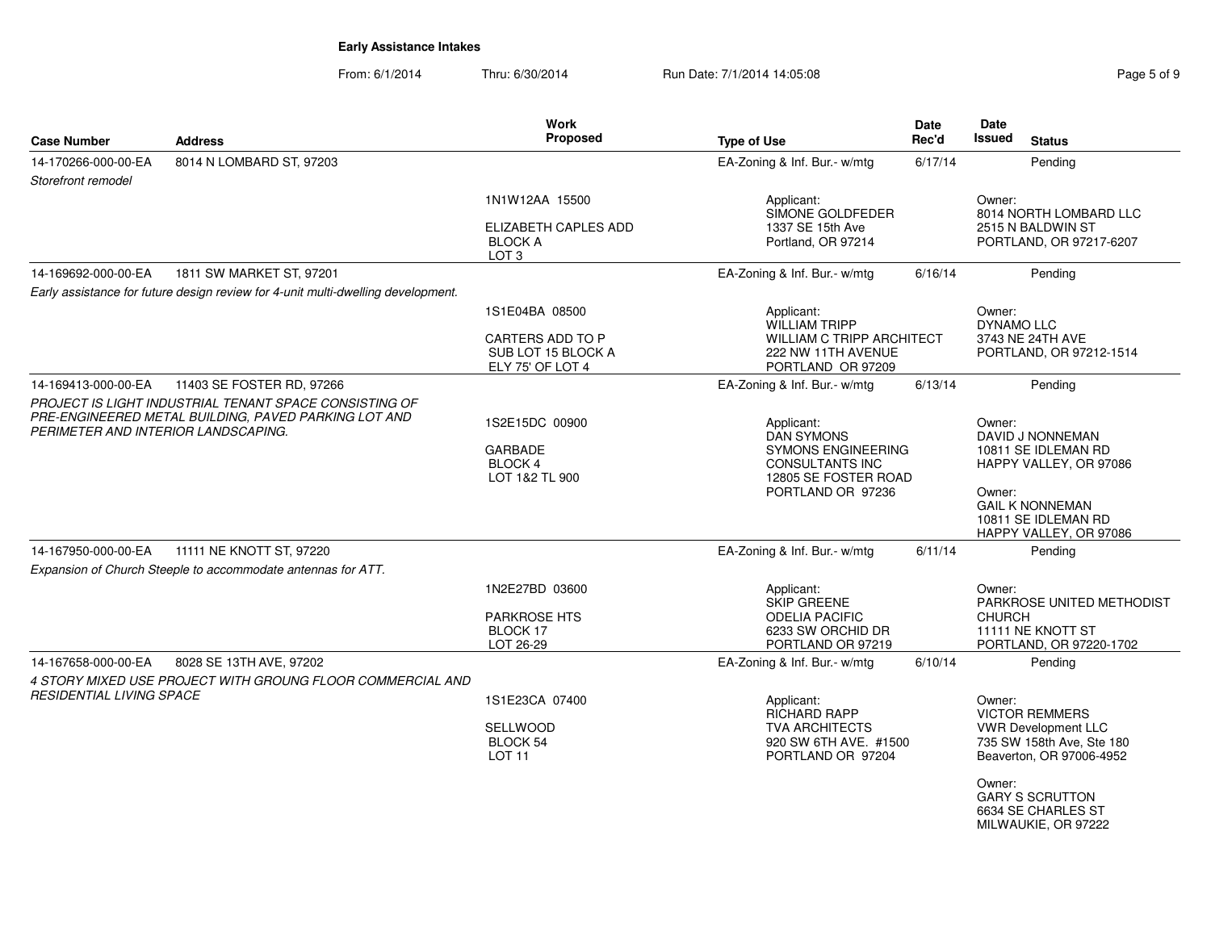**Early Assistance Intakes**

From: 6/1/2014 Thru: 6/30/2014 Run Date: 7/1/2014 14:05:08

| Case Number | Address | Work Proposed | Type of Use | Date Rec'd | Date Issued | Status |
|---|---|---|---|---|---|---|
| 14-170266-000-00-EA | 8014 N LOMBARD ST, 97203 | | EA-Zoning & Inf. Bur.- w/mtg | 6/17/14 | | Pending |
| *Storefront remodel* | | 1N1W12AA 15500<br>ELIZABETH CAPLES ADD<br>BLOCK A<br>LOT 3 | Applicant:<br>SIMONE GOLDFEDER<br>1337 SE 15th Ave<br>Portland, OR 97214 | | Owner:<br>8014 NORTH LOMBARD LLC<br>2515 N BALDWIN ST<br>PORTLAND, OR 97217-6207 | |
| 14-169692-000-00-EA | 1811 SW MARKET ST, 97201 | | EA-Zoning & Inf. Bur.- w/mtg | 6/16/14 | | Pending |
| *Early assistance for future design review for 4-unit multi-dwelling development.* | | 1S1E04BA 08500<br>CARTERS ADD TO P<br>SUB LOT 15 BLOCK A<br>ELY 75' OF LOT 4 | Applicant:<br>WILLIAM TRIPP<br>WILLIAM C TRIPP ARCHITECT<br>222 NW 11TH AVENUE<br>PORTLAND OR 97209 | | Owner:<br>DYNAMO LLC<br>3743 NE 24TH AVE<br>PORTLAND, OR 97212-1514 | |
| 14-169413-000-00-EA | 11403 SE FOSTER RD, 97266 | | EA-Zoning & Inf. Bur.- w/mtg | 6/13/14 | | Pending |
| *PROJECT IS LIGHT INDUSTRIAL TENANT SPACE CONSISTING OF PRE-ENGINEERED METAL BUILDING, PAVED PARKING LOT AND PERIMETER AND INTERIOR LANDSCAPING.* | | 1S2E15DC 00900<br>GARBADE<br>BLOCK 4<br>LOT 1&2 TL 900 | Applicant:<br>DAN SYMONS<br>SYMONS ENGINEERING CONSULTANTS INC<br>12805 SE FOSTER ROAD<br>PORTLAND OR 97236 | | Owner:<br>DAVID J NONNEMAN<br>10811 SE IDLEMAN RD<br>HAPPY VALLEY, OR 97086<br>Owner:<br>GAIL K NONNEMAN<br>10811 SE IDLEMAN RD<br>HAPPY VALLEY, OR 97086 | |
| 14-167950-000-00-EA | 11111 NE KNOTT ST, 97220 | | EA-Zoning & Inf. Bur.- w/mtg | 6/11/14 | | Pending |
| *Expansion of Church Steeple to accommodate antennas for ATT.* | | 1N2E27BD 03600<br>PARKROSE HTS<br>BLOCK 17<br>LOT 26-29 | Applicant:<br>SKIP GREENE<br>ODELIA PACIFIC<br>6233 SW ORCHID DR<br>PORTLAND OR 97219 | | Owner:<br>PARKROSE UNITED METHODIST CHURCH<br>11111 NE KNOTT ST<br>PORTLAND, OR 97220-1702 | |
| 14-167658-000-00-EA | 8028 SE 13TH AVE, 97202 | | EA-Zoning & Inf. Bur.- w/mtg | 6/10/14 | | Pending |
| *4 STORY MIXED USE PROJECT WITH GROUNG FLOOR COMMERCIAL AND RESIDENTIAL LIVING SPACE* | | 1S1E23CA 07400<br>SELLWOOD<br>BLOCK 54<br>LOT 11 | Applicant:<br>RICHARD RAPP<br>TVA ARCHITECTS<br>920 SW 6TH AVE. #1500<br>PORTLAND OR 97204 | | Owner:<br>VICTOR REMMERS<br>VWR Development LLC<br>735 SW 158th Ave, Ste 180<br>Beaverton, OR 97006-4952<br>Owner:<br>GARY S SCRUTTON<br>6634 SE CHARLES ST<br>MILWAUKIE, OR 97222 | |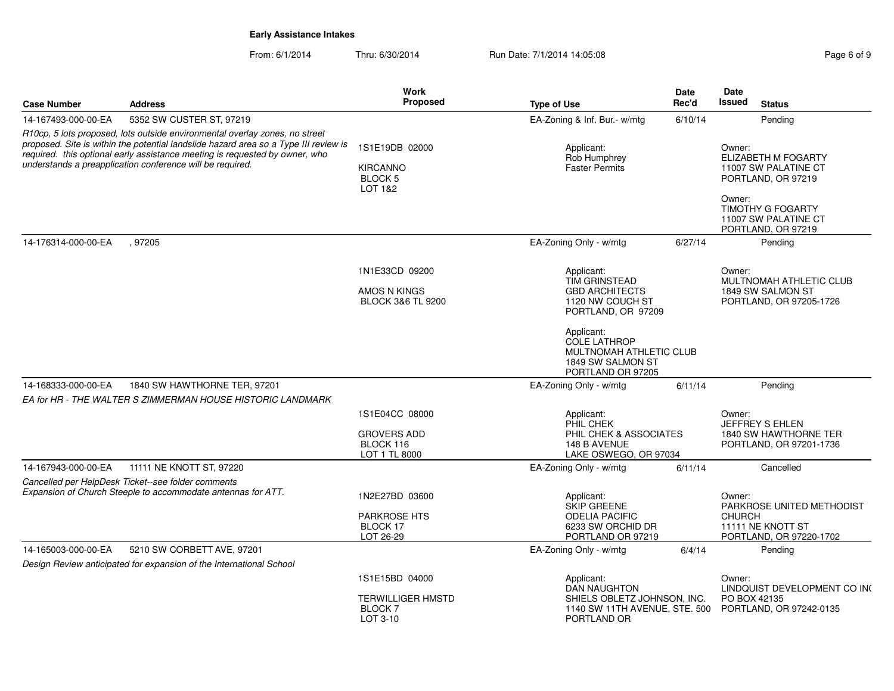**Early Assistance Intakes**

From: 6/1/2014 Thru: 6/30/2014 Run Date: 7/1/2014 14:05:08

| Case Number | Address | Work Proposed | Type of Use | Date Rec'd | Date Issued | Status |
|---|---|---|---|---|---|---|
| 14-167493-000-00-EA | 5352 SW CUSTER ST, 97219 | | EA-Zoning & Inf. Bur.- w/mtg | 6/10/14 | | Pending |
| *R10cp, 5 lots proposed, lots outside environmental overlay zones, no street proposed. Site is within the potential landslide hazard area so a Type III review is required. this optional early assistance meeting is requested by owner, who understands a preapplication conference will be required.* | | 1S1E19DB 02000<br>KIRCANNO<br>BLOCK 5<br>LOT 1&2 | Applicant:<br>Rob Humphrey<br>Faster Permits | | Owner:<br>ELIZABETH M FOGARTY<br>11007 SW PALATINE CT<br>PORTLAND, OR 97219<br><br>Owner:<br>TIMOTHY G FOGARTY<br>11007 SW PALATINE CT<br>PORTLAND, OR 97219 | |
| 14-176314-000-00-EA | , 97205 | | EA-Zoning Only - w/mtg | 6/27/14 | | Pending |
| | | 1N1E33CD 09200<br>AMOS N KINGS<br>BLOCK 3&6 TL 9200 | Applicant:<br>TIM GRINSTEAD<br>GBD ARCHITECTS<br>1120 NW COUCH ST<br>PORTLAND, OR 97209<br><br>Applicant:<br>COLE LATHROP<br>MULTNOMAH ATHLETIC CLUB<br>1849 SW SALMON ST<br>PORTLAND OR 97205 | | Owner:<br>MULTNOMAH ATHLETIC CLUB<br>1849 SW SALMON ST<br>PORTLAND, OR 97205-1726 | |
| 14-168333-000-00-EA | 1840 SW HAWTHORNE TER, 97201 | | EA-Zoning Only - w/mtg | 6/11/14 | | Pending |
| *EA for HR - THE WALTER S ZIMMERMAN HOUSE HISTORIC LANDMARK* | | 1S1E04CC 08000<br>GROVERS ADD<br>BLOCK 116<br>LOT 1 TL 8000 | Applicant:<br>PHIL CHEK<br>PHIL CHEK & ASSOCIATES<br>148 B AVENUE<br>LAKE OSWEGO, OR 97034 | | Owner:<br>JEFFREY S EHLEN<br>1840 SW HAWTHORNE TER<br>PORTLAND, OR 97201-1736 | |
| 14-167943-000-00-EA | 11111 NE KNOTT ST, 97220 | | EA-Zoning Only - w/mtg | 6/11/14 | | Cancelled |
| *Cancelled per HelpDesk Ticket--see folder comments*<br>*Expansion of Church Steeple to accommodate antennas for ATT.* | | 1N2E27BD 03600<br>PARKROSE HTS<br>BLOCK 17<br>LOT 26-29 | Applicant:<br>SKIP GREENE<br>ODELIA PACIFIC<br>6233 SW ORCHID DR<br>PORTLAND OR 97219 | | Owner:<br>PARKROSE UNITED METHODIST CHURCH<br>11111 NE KNOTT ST<br>PORTLAND, OR 97220-1702 | |
| 14-165003-000-00-EA | 5210 SW CORBETT AVE, 97201 | | EA-Zoning Only - w/mtg | 6/4/14 | | Pending |
| *Design Review anticipated for expansion of the International School* | | 1S1E15BD 04000<br>TERWILLIGER HMSTD<br>BLOCK 7<br>LOT 3-10 | Applicant:<br>DAN NAUGHTON<br>SHIELS OBLETZ JOHNSON, INC.<br>1140 SW 11TH AVENUE, STE. 500<br>PORTLAND OR | | Owner:<br>LINDQUIST DEVELOPMENT CO INC<br>PO BOX 42135<br>PORTLAND, OR 97242-0135 | |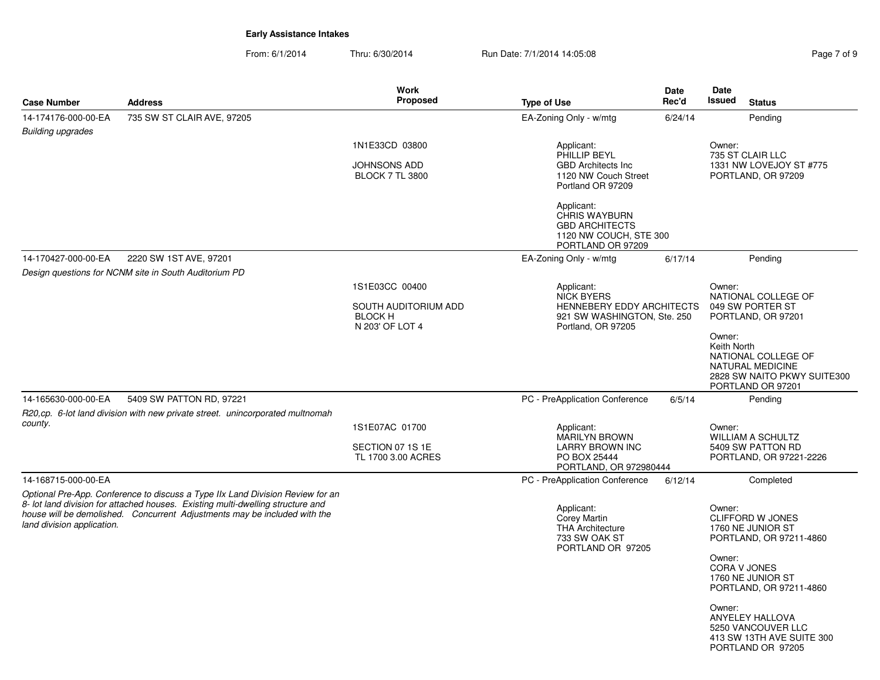**Early Assistance Intakes**

From: 6/1/2014 Thru: 6/30/2014 Run Date: 7/1/2014 14:05:08

| Case Number | Address | Work Proposed | Type of Use | Date Rec'd | Date Issued | Status |
|---|---|---|---|---|---|---|
| 14-174176-000-00-EA | 735 SW ST CLAIR AVE, 97205 | | EA-Zoning Only - w/mtg | 6/24/14 | | Pending |
| *Building upgrades* | | 1N1E33CD 03800<br><br>JOHNSONS ADD<br>BLOCK 7 TL 3800 | Applicant:<br>PHILLIP BEYL<br>GBD Architects Inc<br>1120 NW Couch Street<br>Portland OR 97209<br><br>Applicant:<br>CHRIS WAYBURN<br>GBD ARCHITECTS<br>1120 NW COUCH, STE 300<br>PORTLAND OR 97209 | | Owner:<br>735 ST CLAIR LLC<br>1331 NW LOVEJOY ST #775<br>PORTLAND, OR 97209 | |
| 14-170427-000-00-EA | 2220 SW 1ST AVE, 97201 | | EA-Zoning Only - w/mtg | 6/17/14 | | Pending |
| *Design questions for NCNM site in South Auditorium PD* | | 1S1E03CC 00400<br><br>SOUTH AUDITORIUM ADD<br>BLOCK H<br>N 203' OF LOT 4 | Applicant:<br>NICK BYERS<br>HENNEBERY EDDY ARCHITECTS<br>921 SW WASHINGTON, Ste. 250<br>Portland, OR 97205 | | Owner:<br>NATIONAL COLLEGE OF<br>049 SW PORTER ST<br>PORTLAND, OR 97201<br><br>Owner:<br>Keith North<br>NATIONAL COLLEGE OF<br>NATURAL MEDICINE<br>2828 SW NAITO PKWY SUITE300<br>PORTLAND OR 97201 | |
| 14-165630-000-00-EA | 5409 SW PATTON RD, 97221 | | PC - PreApplication Conference | 6/5/14 | | Pending |
| *R20,cp. 6-lot land division with new private street. unincorporated multnomah county.* | | 1S1E07AC 01700<br><br>SECTION 07 1S 1E<br>TL 1700 3.00 ACRES | Applicant:<br>MARILYN BROWN<br>LARRY BROWN INC<br>PO BOX 25444<br>PORTLAND, OR 972980444 | | Owner:<br>WILLIAM A SCHULTZ<br>5409 SW PATTON RD<br>PORTLAND, OR 97221-2226 | |
| 14-168715-000-00-EA | | | PC - PreApplication Conference | 6/12/14 | | Completed |
| *Optional Pre-App. Conference to discuss a Type IIx Land Division Review for an 8- lot land division for attached houses. Existing multi-dwelling structure and house will be demolished. Concurrent Adjustments may be included with the land division application.* | | | Applicant:<br>Corey Martin<br>THA Architecture<br>733 SW OAK ST<br>PORTLAND OR 97205 | | Owner:<br>CLIFFORD W JONES<br>1760 NE JUNIOR ST<br>PORTLAND, OR 97211-4860<br><br>Owner:<br>CORA V JONES<br>1760 NE JUNIOR ST<br>PORTLAND, OR 97211-4860<br><br>Owner:<br>ANYELEY HALLOVA<br>5250 VANCOUVER LLC<br>413 SW 13TH AVE SUITE 300<br>PORTLAND OR 97205 | |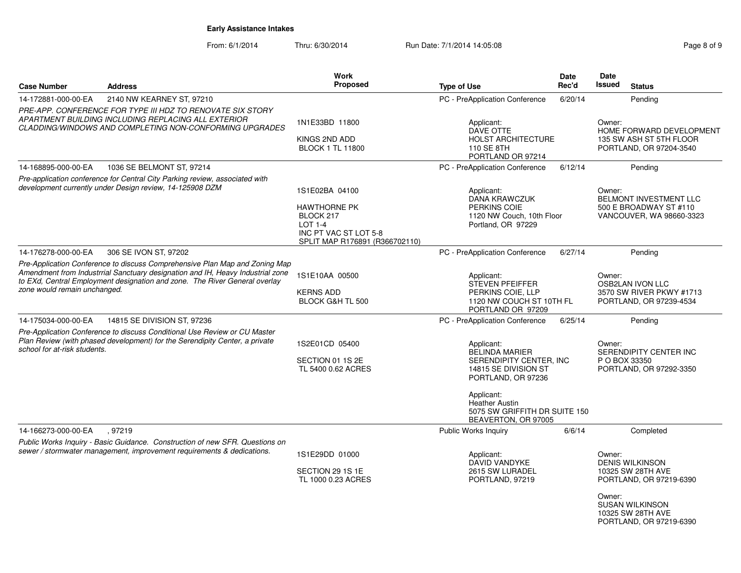**Early Assistance Intakes**

From: 6/1/2014 Thru: 6/30/2014 Run Date: 7/1/2014 14:05:08

| Case Number | Address | Work Proposed | Type of Use | Date Rec'd | Date Issued | Status |
|---|---|---|---|---|---|---|
| 14-172881-000-00-EA | 2140 NW KEARNEY ST, 97210 | | PC - PreApplication Conference | 6/20/14 | | Pending |
| *PRE-APP. CONFERENCE FOR TYPE III HDZ TO RENOVATE SIX STORY APARTMENT BUILDING INCLUDING REPLACING ALL EXTERIOR CLADDING/WINDOWS AND COMPLETING NON-CONFORMING UPGRADES* | | 1N1E33BD 11800<br><br>KINGS 2ND ADD<br>BLOCK 1 TL 11800 | Applicant:<br>DAVE OTTE<br>HOLST ARCHITECTURE<br>110 SE 8TH<br>PORTLAND OR 97214 | | Owner:<br>HOME FORWARD DEVELOPMENT<br>135 SW ASH ST 5TH FLOOR<br>PORTLAND, OR 97204-3540 | |
| 14-168895-000-00-EA | 1036 SE BELMONT ST, 97214 | | PC - PreApplication Conference | 6/12/14 | | Pending |
| *Pre-application conference for Central City Parking review, associated with development currently under Design review, 14-125908 DZM* | | 1S1E02BA 04100<br><br>HAWTHORNE PK<br>BLOCK 217<br>LOT 1-4<br>INC PT VAC ST LOT 5-8<br>SPLIT MAP R176891 (R366702110) | Applicant:<br>DANA KRAWCZUK<br>PERKINS COIE<br>1120 NW Couch, 10th Floor<br>Portland, OR 97229 | | Owner:<br>BELMONT INVESTMENT LLC<br>500 E BROADWAY ST #110<br>VANCOUVER, WA 98660-3323 | |
| 14-176278-000-00-EA | 306 SE IVON ST, 97202 | | PC - PreApplication Conference | 6/27/14 | | Pending |
| *Pre-Application Conference to discuss Comprehensive Plan Map and Zoning Map Amendment from Industrrial Sanctuary designation and IH, Heavy Industrial zone to EXd, Central Employment designation and zone. The River General overlay zone would remain unchanged.* | | 1S1E10AA 00500<br><br>KERNS ADD<br>BLOCK G&H TL 500 | Applicant:<br>STEVEN PFEIFFER<br>PERKINS COIE, LLP<br>1120 NW COUCH ST 10TH FL<br>PORTLAND OR 97209 | | Owner:<br>OSB2LAN IVON LLC<br>3570 SW RIVER PKWY #1713<br>PORTLAND, OR 97239-4534 | |
| 14-175034-000-00-EA | 14815 SE DIVISION ST, 97236 | | PC - PreApplication Conference | 6/25/14 | | Pending |
| *Pre-Application Conference to discuss Conditional Use Review or CU Master Plan Review (with phased development) for the Serendipity Center, a private school for at-risk students.* | | 1S2E01CD 05400<br><br>SECTION 01 1S 2E<br>TL 5400 0.62 ACRES | Applicant:<br>BELINDA MARIER<br>SERENDIPITY CENTER, INC<br>14815 SE DIVISION ST<br>PORTLAND, OR 97236<br><br>Applicant:<br>Heather Austin<br>5075 SW GRIFFITH DR SUITE 150<br>BEAVERTON, OR 97005 | | Owner:<br>SERENDIPITY CENTER INC<br>P O BOX 33350<br>PORTLAND, OR 97292-3350 | |
| 14-166273-000-00-EA | , 97219 | | Public Works Inquiry | 6/6/14 | | Completed |
| *Public Works Inquiry - Basic Guidance. Construction of new SFR. Questions on sewer / stormwater management, improvement requirements & dedications.* | | 1S1E29DD 01000<br><br>SECTION 29 1S 1E<br>TL 1000 0.23 ACRES | Applicant:<br>DAVID VANDYKE<br>2615 SW LURADEL<br>PORTLAND, 97219 | | Owner:<br>DENIS WILKINSON<br>10325 SW 28TH AVE<br>PORTLAND, OR 97219-6390<br><br>Owner:<br>SUSAN WILKINSON<br>10325 SW 28TH AVE<br>PORTLAND, OR 97219-6390 | |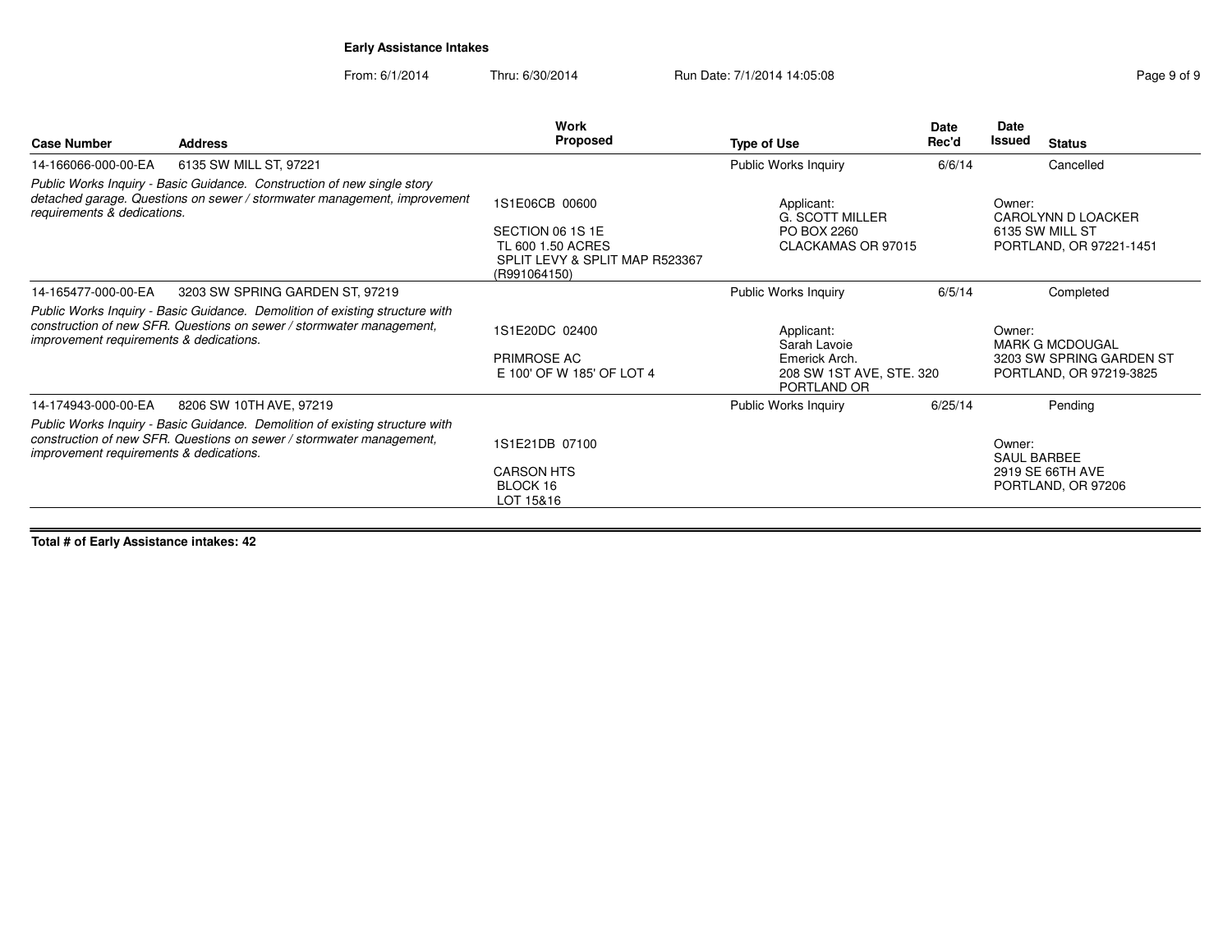**Early Assistance Intakes**

From: 6/1/2014 Thru: 6/30/2014 Run Date: 7/1/2014 14:05:08

| Case Number | Address | Work Proposed | Type of Use | Date Rec'd | Date Issued | Status |
|---|---|---|---|---|---|---|
| 14-166066-000-00-EA | 6135 SW MILL ST, 97221 | | Public Works Inquiry | 6/6/14 | | Cancelled |
| *Public Works Inquiry - Basic Guidance. Construction of new single story detached garage. Questions on sewer / stormwater management, improvement requirements & dedications.* | | 1S1E06CB 00600<br>SECTION 06 1S 1E<br>TL 600 1.50 ACRES<br>SPLIT LEVY & SPLIT MAP R523367 (R991064150) | Applicant:<br>G. SCOTT MILLER<br>PO BOX 2260<br>CLACKAMAS OR 97015 | | Owner:<br>CAROLYNN D LOACKER<br>6135 SW MILL ST<br>PORTLAND, OR 97221-1451 | |
| 14-165477-000-00-EA | 3203 SW SPRING GARDEN ST, 97219 | | Public Works Inquiry | 6/5/14 | | Completed |
| *Public Works Inquiry - Basic Guidance. Demolition of existing structure with construction of new SFR. Questions on sewer / stormwater management, improvement requirements & dedications.* | | 1S1E20DC 02400<br>PRIMROSE AC<br>E 100' OF W 185' OF LOT 4 | Applicant:<br>Sarah Lavoie<br>Emerick Arch.<br>208 SW 1ST AVE, STE. 320<br>PORTLAND OR | | Owner:<br>MARK G MCDOUGAL<br>3203 SW SPRING GARDEN ST<br>PORTLAND, OR 97219-3825 | |
| 14-174943-000-00-EA | 8206 SW 10TH AVE, 97219 | | Public Works Inquiry | 6/25/14 | | Pending |
| *Public Works Inquiry - Basic Guidance. Demolition of existing structure with construction of new SFR. Questions on sewer / stormwater management, improvement requirements & dedications.* | | 1S1E21DB 07100<br>CARSON HTS<br>BLOCK 16<br>LOT 15&16 | | | Owner:<br>SAUL BARBEE<br>2919 SE 66TH AVE<br>PORTLAND, OR 97206 | |

**Total # of Early Assistance intakes: 42**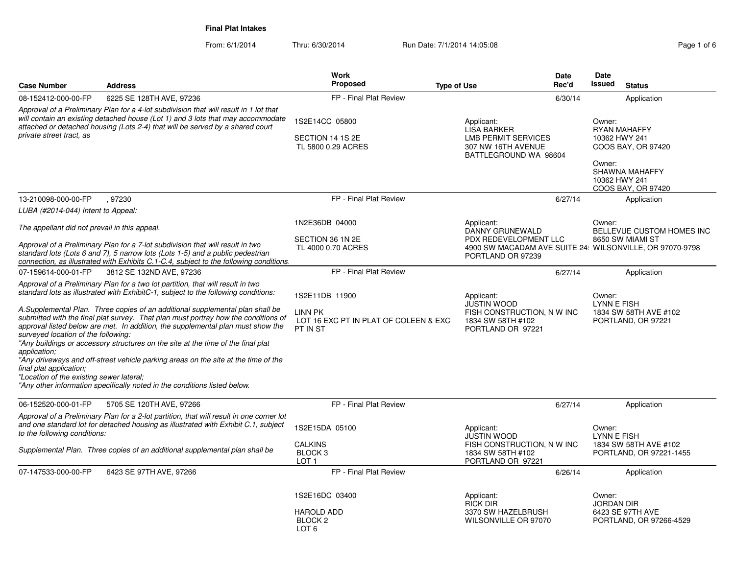# Final Plat Intakes

From: 6/1/2014 Thru: 6/30/2014 Run Date: 7/1/2014 14:05:08

| Case Number | Address | Work Proposed | Type of Use | Date Rec'd | Date Issued | Status |
|---|---|---|---|---|---|---|
| 08-152412-000-00-FP | 6225 SE 128TH AVE, 97236 | FP - Final Plat Review | | 6/30/14 | | Application |
| 13-210098-000-00-FP | , 97230 | FP - Final Plat Review | | 6/27/14 | | Application |
| 07-159614-000-01-FP | 3812 SE 132ND AVE, 97236 | FP - Final Plat Review | | 6/27/14 | | Application |
| 06-152520-000-01-FP | 5705 SE 120TH AVE, 97266 | FP - Final Plat Review | | 6/27/14 | | Application |
| 07-147533-000-00-FP | 6423 SE 97TH AVE, 97266 | FP - Final Plat Review | | 6/26/14 | | Application |

**08-152412-000-00-FP** — 6225 SE 128TH AVE, 97236

*Approval of a Preliminary Plan for a 4-lot subdivision that will result in 1 lot that will contain an existing detached house (Lot 1) and 3 lots that may accommodate attached or detached housing (Lots 2-4) that will be served by a shared court private street tract, as*

1S2E14CC 05800
SECTION 14 1S 2E
TL 5800 0.29 ACRES

Applicant:
LISA BARKER
LMB PERMIT SERVICES
307 NW 16TH AVENUE
BATTLEGROUND WA 98604

Owner:
RYAN MAHAFFY
10362 HWY 241
COOS BAY, OR 97420

Owner:
SHAWNA MAHAFFY
10362 HWY 241
COOS BAY, OR 97420

**13-210098-000-00-FP** — , 97230

*LUBA (#2014-044) Intent to Appeal:*

*The appellant did not prevail in this appeal.*

*Approval of a Preliminary Plan for a 7-lot subdivision that will result in two standard lots (Lots 6 and 7), 5 narrow lots (Lots 1-5) and a public pedestrian connection, as illustrated with Exhibits C.1-C.4, subject to the following conditions.*

1N2E36DB 04000
SECTION 36 1N 2E
TL 4000 0.70 ACRES

Applicant:
DANNY GRUNEWALD
PDX REDEVELOPMENT LLC
4900 SW MACADAM AVE SUITE 24
PORTLAND OR 97239

Owner:
BELLEVUE CUSTOM HOMES INC
8650 SW MIAMI ST
WILSONVILLE, OR 97070-9798

**07-159614-000-01-FP** — 3812 SE 132ND AVE, 97236

*Approval of a Preliminary Plan for a two lot partition, that will result in two standard lots as illustrated with ExhibitC-1, subject to the following conditions:*

*A.Supplemental Plan. Three copies of an additional supplemental plan shall be submitted with the final plat survey. That plan must portray how the conditions of approval listed below are met. In addition, the supplemental plan must show the surveyed location of the following:*
*"Any buildings or accessory structures on the site at the time of the final plat application;*
*"Any driveways and off-street vehicle parking areas on the site at the time of the final plat application;*
*"Location of the existing sewer lateral;*
*"Any other information specifically noted in the conditions listed below.*

1S2E11DB 11900
LINN PK
LOT 16 EXC PT IN PLAT OF COLEEN & EXC PT IN ST

Applicant:
JUSTIN WOOD
FISH CONSTRUCTION, N W INC
1834 SW 58TH #102
PORTLAND OR 97221

Owner:
LYNN E FISH
1834 SW 58TH AVE #102
PORTLAND, OR 97221

**06-152520-000-01-FP** — 5705 SE 120TH AVE, 97266

*Approval of a Preliminary Plan for a 2-lot partition, that will result in one corner lot and one standard lot for detached housing as illustrated with Exhibit C.1, subject to the following conditions:*

*Supplemental Plan. Three copies of an additional supplemental plan shall be*

1S2E15DA 05100
CALKINS
BLOCK 3
LOT 1

Applicant:
JUSTIN WOOD
FISH CONSTRUCTION, N W INC
1834 SW 58TH #102
PORTLAND OR 97221

Owner:
LYNN E FISH
1834 SW 58TH AVE #102
PORTLAND, OR 97221-1455

**07-147533-000-00-FP** — 6423 SE 97TH AVE, 97266

1S2E16DC 03400
HAROLD ADD
BLOCK 2
LOT 6

Applicant:
RICK DIR
3370 SW HAZELBRUSH
WILSONVILLE OR 97070

Owner:
JORDAN DIR
6423 SE 97TH AVE
PORTLAND, OR 97266-4529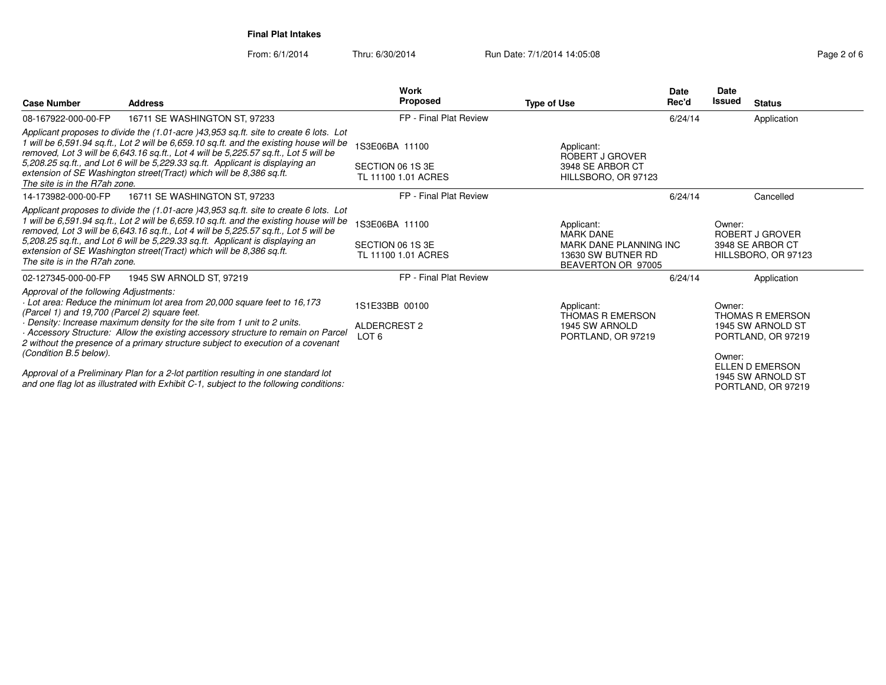**Final Plat Intakes**

From: 6/1/2014 Thru: 6/30/2014 Run Date: 7/1/2014 14:05:08

| Case Number | Address | Work Proposed | Type of Use | Date Rec'd | Date Issued | Status |
|---|---|---|---|---|---|---|
| 08-167922-000-00-FP | 16711 SE WASHINGTON ST, 97233 | FP - Final Plat Review | | 6/24/14 | | Application |
| *Applicant proposes to divide the (1.01-acre )43,953 sq.ft. site to create 6 lots. Lot 1 will be 6,591.94 sq.ft., Lot 2 will be 6,659.10 sq.ft. and the existing house will be removed, Lot 3 will be 6,643.16 sq.ft., Lot 4 will be 5,225.57 sq.ft., Lot 5 will be 5,208.25 sq.ft., and Lot 6 will be 5,229.33 sq.ft. Applicant is displaying an extension of SE Washington street(Tract) which will be 8,386 sq.ft. The site is in the R7ah zone.* | | 1S3E06BA 11100<br>SECTION 06 1S 3E<br>TL 11100 1.01 ACRES | Applicant:<br>ROBERT J GROVER<br>3948 SE ARBOR CT<br>HILLSBORO, OR 97123 | | | |
| 14-173982-000-00-FP | 16711 SE WASHINGTON ST, 97233 | FP - Final Plat Review | | 6/24/14 | | Cancelled |
| *Applicant proposes to divide the (1.01-acre )43,953 sq.ft. site to create 6 lots. Lot 1 will be 6,591.94 sq.ft., Lot 2 will be 6,659.10 sq.ft. and the existing house will be removed, Lot 3 will be 6,643.16 sq.ft., Lot 4 will be 5,225.57 sq.ft., Lot 5 will be 5,208.25 sq.ft., and Lot 6 will be 5,229.33 sq.ft. Applicant is displaying an extension of SE Washington street(Tract) which will be 8,386 sq.ft. The site is in the R7ah zone.* | | 1S3E06BA 11100<br>SECTION 06 1S 3E<br>TL 11100 1.01 ACRES | Applicant:<br>MARK DANE<br>MARK DANE PLANNING INC<br>13630 SW BUTNER RD<br>BEAVERTON OR 97005 | | Owner:<br>ROBERT J GROVER<br>3948 SE ARBOR CT<br>HILLSBORO, OR 97123 | |
| 02-127345-000-00-FP | 1945 SW ARNOLD ST, 97219 | FP - Final Plat Review | | 6/24/14 | | Application |
| *Approval of the following Adjustments:<br>· Lot area: Reduce the minimum lot area from 20,000 square feet to 16,173 (Parcel 1) and 19,700 (Parcel 2) square feet.<br>· Density: Increase maximum density for the site from 1 unit to 2 units.<br>· Accessory Structure: Allow the existing accessory structure to remain on Parcel 2 without the presence of a primary structure subject to execution of a covenant (Condition B.5 below).<br><br>Approval of a Preliminary Plan for a 2-lot partition resulting in one standard lot and one flag lot as illustrated with Exhibit C-1, subject to the following conditions:* | | 1S1E33BB 00100<br>ALDERCREST 2<br>LOT 6 | Applicant:<br>THOMAS R EMERSON<br>1945 SW ARNOLD<br>PORTLAND, OR 97219 | | Owner:<br>THOMAS R EMERSON<br>1945 SW ARNOLD ST<br>PORTLAND, OR 97219<br><br>Owner:<br>ELLEN D EMERSON<br>1945 SW ARNOLD ST<br>PORTLAND, OR 97219 | |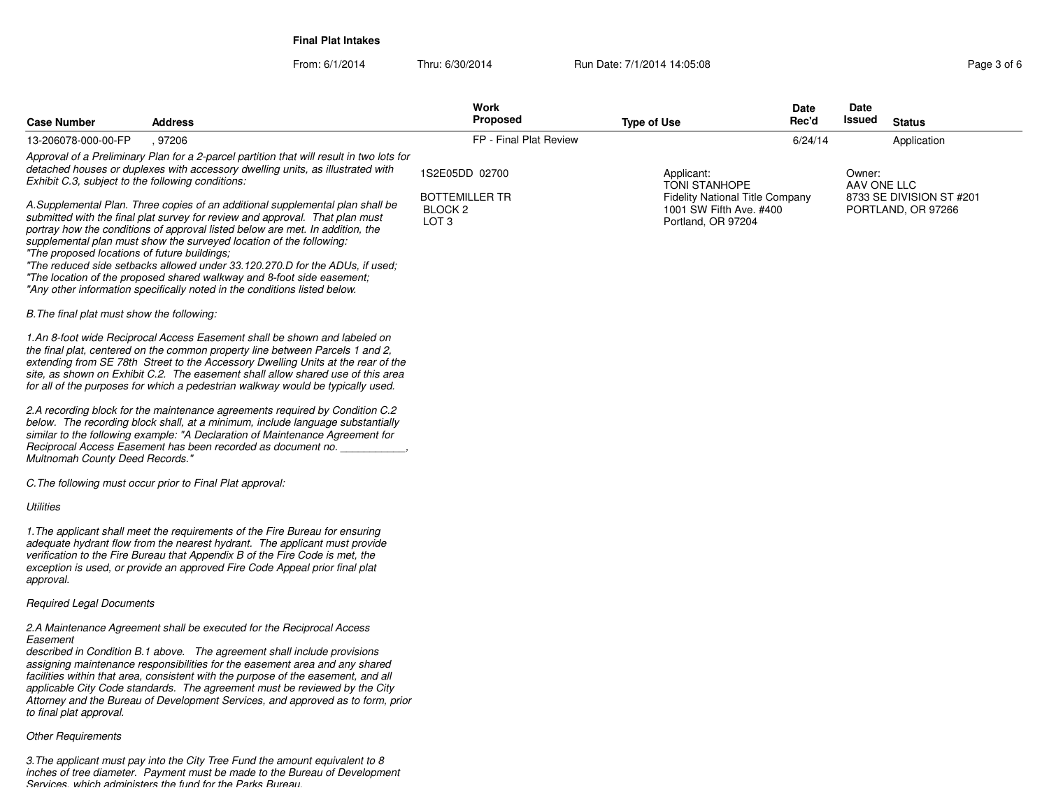**Final Plat Intakes**

From: 6/1/2014 Thru: 6/30/2014 Run Date: 7/1/2014 14:05:08

| Case Number | Address | Work Proposed | Type of Use | Date Rec'd | Date Issued | Status |
|---|---|---|---|---|---|---|
| 13-206078-000-00-FP | , 97206 | FP - Final Plat Review | | 6/24/14 | | Application |

1S2E05DD 02700

BOTTEMILLER TR
BLOCK 2
LOT 3

Applicant:
TONI STANHOPE
Fidelity National Title Company
1001 SW Fifth Ave. #400
Portland, OR 97204

Owner:
AAV ONE LLC
8733 SE DIVISION ST #201
PORTLAND, OR 97266

*Approval of a Preliminary Plan for a 2-parcel partition that will result in two lots for detached houses or duplexes with accessory dwelling units, as illustrated with Exhibit C.3, subject to the following conditions:*

*A.Supplemental Plan. Three copies of an additional supplemental plan shall be submitted with the final plat survey for review and approval. That plan must portray how the conditions of approval listed below are met. In addition, the supplemental plan must show the surveyed location of the following:*
*"The proposed locations of future buildings;*
*"The reduced side setbacks allowed under 33.120.270.D for the ADUs, if used;*
*"The location of the proposed shared walkway and 8-foot side easement;*
*"Any other information specifically noted in the conditions listed below.*

*B.The final plat must show the following:*

*1.An 8-foot wide Reciprocal Access Easement shall be shown and labeled on the final plat, centered on the common property line between Parcels 1 and 2, extending from SE 78th Street to the Accessory Dwelling Units at the rear of the site, as shown on Exhibit C.2. The easement shall allow shared use of this area for all of the purposes for which a pedestrian walkway would be typically used.*

*2.A recording block for the maintenance agreements required by Condition C.2 below. The recording block shall, at a minimum, include language substantially similar to the following example: "A Declaration of Maintenance Agreement for Reciprocal Access Easement has been recorded as document no. ___________, Multnomah County Deed Records."*

*C.The following must occur prior to Final Plat approval:*

*Utilities*

*1.The applicant shall meet the requirements of the Fire Bureau for ensuring adequate hydrant flow from the nearest hydrant. The applicant must provide verification to the Fire Bureau that Appendix B of the Fire Code is met, the exception is used, or provide an approved Fire Code Appeal prior final plat approval.*

*Required Legal Documents*

*2.A Maintenance Agreement shall be executed for the Reciprocal Access Easement*
*described in Condition B.1 above. The agreement shall include provisions assigning maintenance responsibilities for the easement area and any shared facilities within that area, consistent with the purpose of the easement, and all applicable City Code standards. The agreement must be reviewed by the City Attorney and the Bureau of Development Services, and approved as to form, prior to final plat approval.*

*Other Requirements*

*3.The applicant must pay into the City Tree Fund the amount equivalent to 8 inches of tree diameter. Payment must be made to the Bureau of Development Services, which administers the fund for the Parks Bureau.*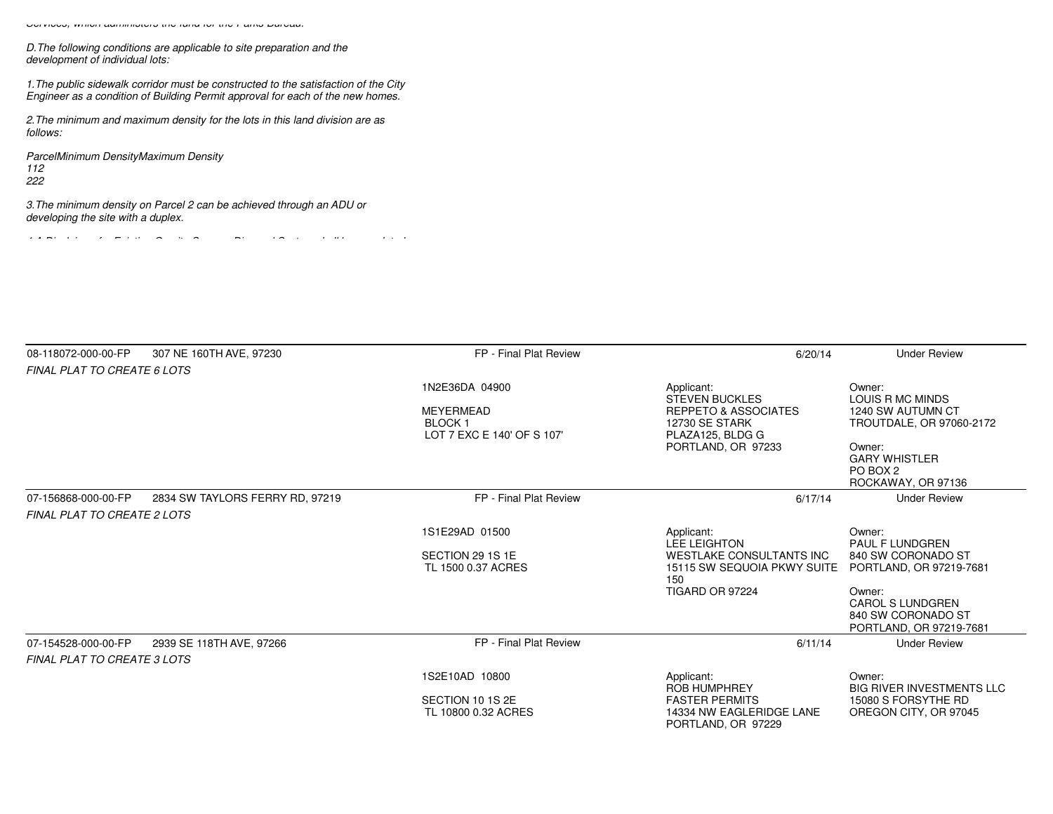*Services, which administers the land for the Parks Bureau.*

*D.The following conditions are applicable to site preparation and the development of individual lots:*

*1.The public sidewalk corridor must be constructed to the satisfaction of the City Engineer as a condition of Building Permit approval for each of the new homes.*

*2.The minimum and maximum density for the lots in this land division are as follows:*

*ParcelMinimum DensityMaximum Density*
*112*
*222*

*3.The minimum density on Parcel 2 can be achieved through an ADU or developing the site with a duplex.*

| | | | | |
|---|---|---|---|---|
| 08-118072-000-00-FP 307 NE 160TH AVE, 97230 | FP - Final Plat Review | 6/20/14 | Under Review | |
| *FINAL PLAT TO CREATE 6 LOTS* | | | | |
| | 1N2E36DA 04900<br><br>MEYERMEAD<br>BLOCK 1<br>LOT 7 EXC E 140' OF S 107' | Applicant:<br>STEVEN BUCKLES<br>REPPETO & ASSOCIATES<br>12730 SE STARK<br>PLAZA125, BLDG G<br>PORTLAND, OR 97233 | Owner:<br>LOUIS R MC MINDS<br>1240 SW AUTUMN CT<br>TROUTDALE, OR 97060-2172<br><br>Owner:<br>GARY WHISTLER<br>PO BOX 2<br>ROCKAWAY, OR 97136 | |
| 07-156868-000-00-FP 2834 SW TAYLORS FERRY RD, 97219 | FP - Final Plat Review | 6/17/14 | Under Review | |
| *FINAL PLAT TO CREATE 2 LOTS* | | | | |
| | 1S1E29AD 01500<br><br>SECTION 29 1S 1E<br>TL 1500 0.37 ACRES | Applicant:<br>LEE LEIGHTON<br>WESTLAKE CONSULTANTS INC<br>15115 SW SEQUOIA PKWY SUITE 150<br>TIGARD OR 97224 | Owner:<br>PAUL F LUNDGREN<br>840 SW CORONADO ST<br>PORTLAND, OR 97219-7681<br><br>Owner:<br>CAROL S LUNDGREN<br>840 SW CORONADO ST<br>PORTLAND, OR 97219-7681 | |
| 07-154528-000-00-FP 2939 SE 118TH AVE, 97266 | FP - Final Plat Review | 6/11/14 | Under Review | |
| *FINAL PLAT TO CREATE 3 LOTS* | | | | |
| | 1S2E10AD 10800<br><br>SECTION 10 1S 2E<br>TL 10800 0.32 ACRES | Applicant:<br>ROB HUMPHREY<br>FASTER PERMITS<br>14334 NW EAGLERIDGE LANE<br>PORTLAND, OR 97229 | Owner:<br>BIG RIVER INVESTMENTS LLC<br>15080 S FORSYTHE RD<br>OREGON CITY, OR 97045 | |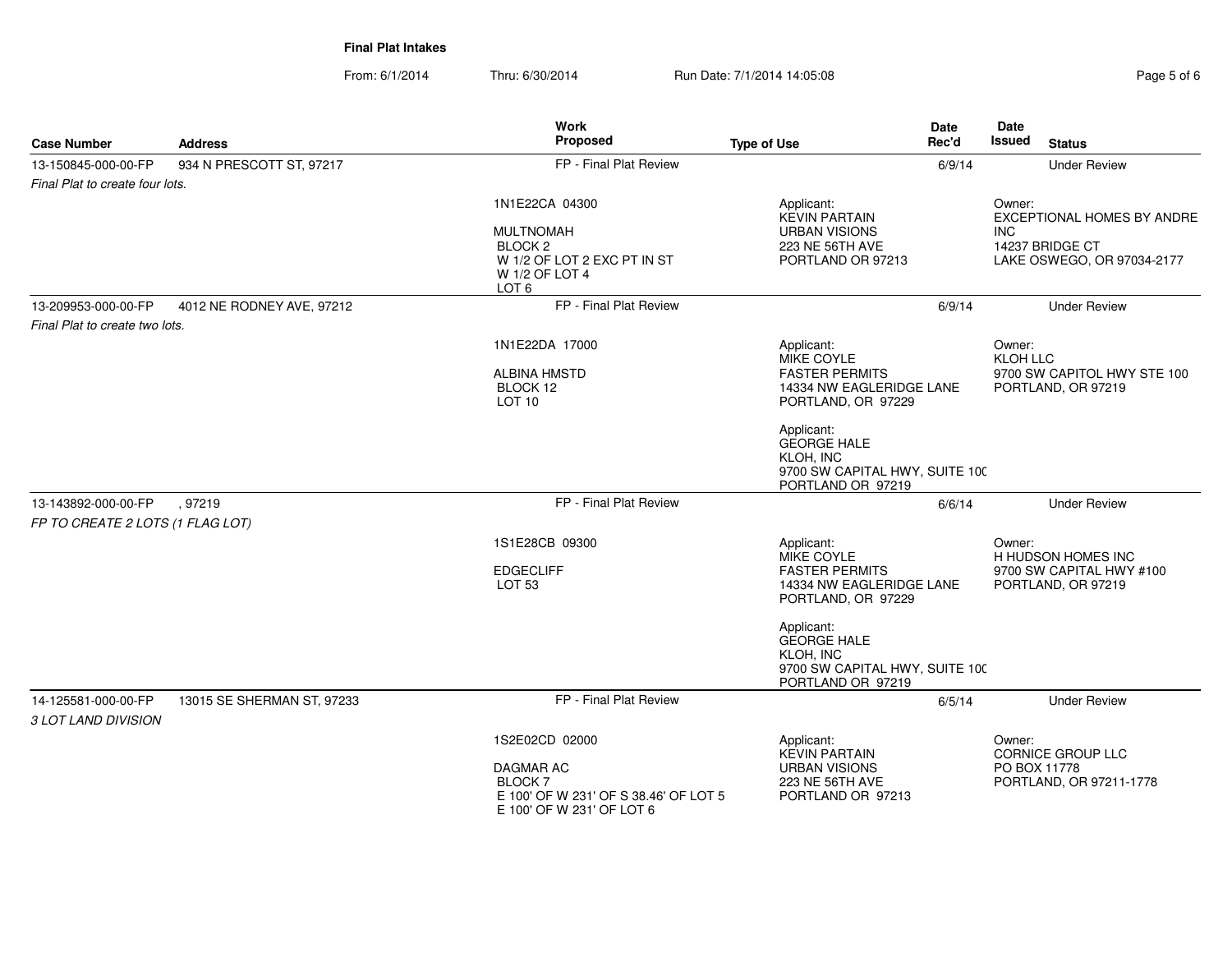**Final Plat Intakes**

From: 6/1/2014 Thru: 6/30/2014 Run Date: 7/1/2014 14:05:08

| Case Number | Address | Work Proposed | Type of Use | Date Rec'd | Date Issued | Status |
|---|---|---|---|---|---|---|
| 13-150845-000-00-FP | 934 N PRESCOTT ST, 97217 | FP - Final Plat Review | | 6/9/14 | | Under Review |
| *Final Plat to create four lots.* | | | | | | |
| | | 1N1E22CA 04300<br><br>MULTNOMAH<br>BLOCK 2<br>W 1/2 OF LOT 2 EXC PT IN ST<br>W 1/2 OF LOT 4<br>LOT 6 | Applicant:<br>KEVIN PARTAIN<br>URBAN VISIONS<br>223 NE 56TH AVE<br>PORTLAND OR 97213 | | Owner:<br>EXCEPTIONAL HOMES BY ANDRE INC<br>14237 BRIDGE CT<br>LAKE OSWEGO, OR 97034-2177 | |
| 13-209953-000-00-FP | 4012 NE RODNEY AVE, 97212 | FP - Final Plat Review | | 6/9/14 | | Under Review |
| *Final Plat to create two lots.* | | | | | | |
| | | 1N1E22DA 17000<br><br>ALBINA HMSTD<br>BLOCK 12<br>LOT 10 | Applicant:<br>MIKE COYLE<br>FASTER PERMITS<br>14334 NW EAGLERIDGE LANE<br>PORTLAND, OR 97229<br><br>Applicant:<br>GEORGE HALE<br>KLOH, INC<br>9700 SW CAPITAL HWY, SUITE 100<br>PORTLAND OR 97219 | | Owner:<br>KLOH LLC<br>9700 SW CAPITOL HWY STE 100<br>PORTLAND, OR 97219 | |
| 13-143892-000-00-FP | , 97219 | FP - Final Plat Review | | 6/6/14 | | Under Review |
| *FP TO CREATE 2 LOTS (1 FLAG LOT)* | | | | | | |
| | | 1S1E28CB 09300<br><br>EDGECLIFF<br>LOT 53 | Applicant:<br>MIKE COYLE<br>FASTER PERMITS<br>14334 NW EAGLERIDGE LANE<br>PORTLAND, OR 97229<br><br>Applicant:<br>GEORGE HALE<br>KLOH, INC<br>9700 SW CAPITAL HWY, SUITE 100<br>PORTLAND OR 97219 | | Owner:<br>H HUDSON HOMES INC<br>9700 SW CAPITAL HWY #100<br>PORTLAND, OR 97219 | |
| 14-125581-000-00-FP | 13015 SE SHERMAN ST, 97233 | FP - Final Plat Review | | 6/5/14 | | Under Review |
| *3 LOT LAND DIVISION* | | | | | | |
| | | 1S2E02CD 02000<br><br>DAGMAR AC<br>BLOCK 7<br>E 100' OF W 231' OF S 38.46' OF LOT 5<br>E 100' OF W 231' OF LOT 6 | Applicant:<br>KEVIN PARTAIN<br>URBAN VISIONS<br>223 NE 56TH AVE<br>PORTLAND OR 97213 | | Owner:<br>CORNICE GROUP LLC<br>PO BOX 11778<br>PORTLAND, OR 97211-1778 | |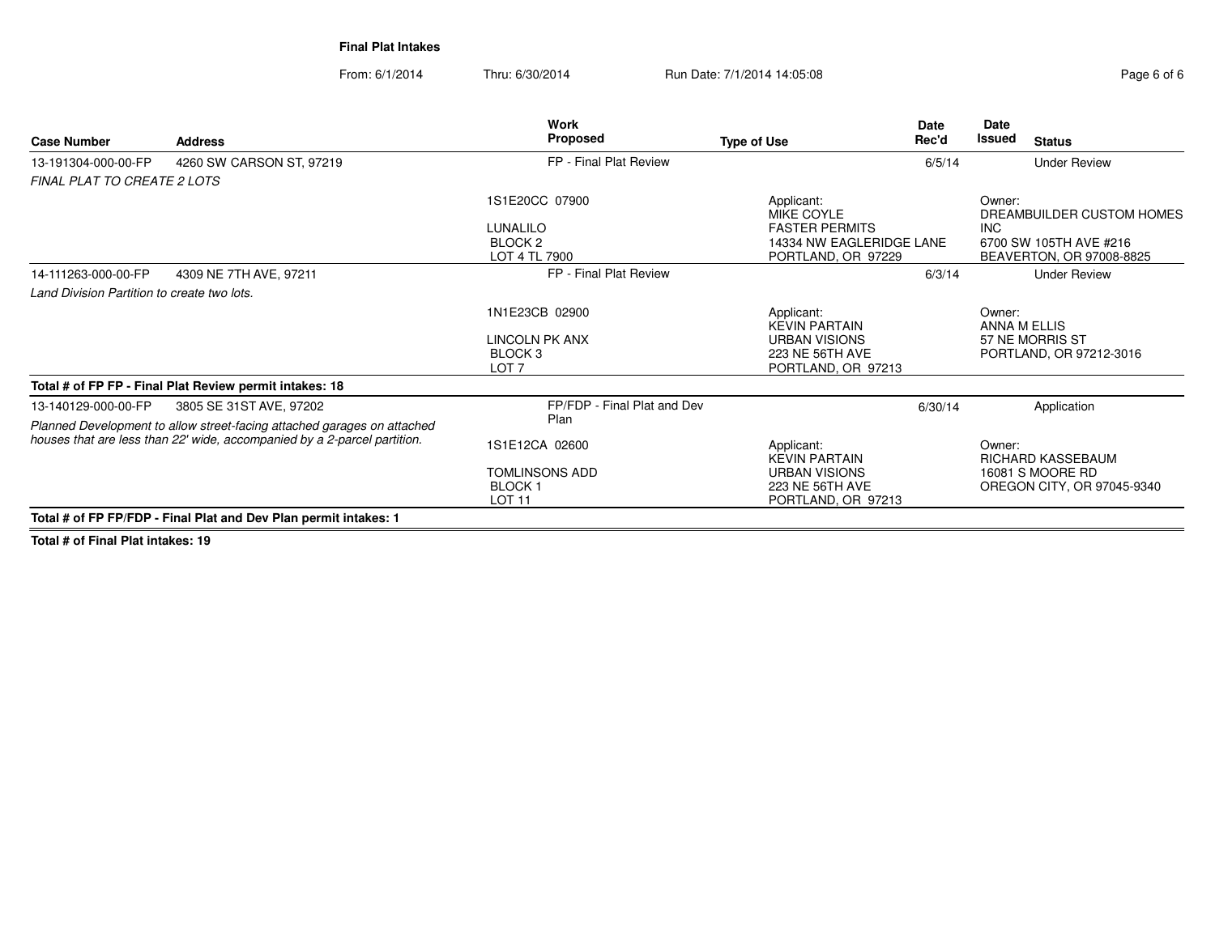**Final Plat Intakes**

From: 6/1/2014 Thru: 6/30/2014 Run Date: 7/1/2014 14:05:08

| Case Number | Address | Work Proposed | Type of Use | Date Rec'd | Date Issued | Status |
|---|---|---|---|---|---|---|
| 13-191304-000-00-FP | 4260 SW CARSON ST, 97219 | FP - Final Plat Review | | 6/5/14 | | Under Review |
| *FINAL PLAT TO CREATE 2 LOTS* | | 1S1E20CC 07900<br>LUNALILO<br>BLOCK 2<br>LOT 4 TL 7900 | Applicant:<br>MIKE COYLE<br>FASTER PERMITS<br>14334 NW EAGLERIDGE LANE<br>PORTLAND, OR 97229 | | Owner:<br>DREAMBUILDER CUSTOM HOMES INC<br>6700 SW 105TH AVE #216<br>BEAVERTON, OR 97008-8825 | |
| 14-111263-000-00-FP | 4309 NE 7TH AVE, 97211 | FP - Final Plat Review | | 6/3/14 | | Under Review |
| *Land Division Partition to create two lots.* | | 1N1E23CB 02900<br>LINCOLN PK ANX<br>BLOCK 3<br>LOT 7 | Applicant:<br>KEVIN PARTAIN<br>URBAN VISIONS<br>223 NE 56TH AVE<br>PORTLAND, OR 97213 | | Owner:<br>ANNA M ELLIS<br>57 NE MORRIS ST<br>PORTLAND, OR 97212-3016 | |

**Total # of FP FP - Final Plat Review permit intakes: 18**

| Case Number | Address | Work Proposed | Type of Use | Date Rec'd | Date Issued | Status |
|---|---|---|---|---|---|---|
| 13-140129-000-00-FP | 3805 SE 31ST AVE, 97202 | FP/FDP - Final Plat and Dev Plan | | 6/30/14 | | Application |
| *Planned Development to allow street-facing attached garages on attached houses that are less than 22' wide, accompanied by a 2-parcel partition.* | | 1S1E12CA 02600<br>TOMLINSONS ADD<br>BLOCK 1<br>LOT 11 | Applicant:<br>KEVIN PARTAIN<br>URBAN VISIONS<br>223 NE 56TH AVE<br>PORTLAND, OR 97213 | | Owner:<br>RICHARD KASSEBAUM<br>16081 S MOORE RD<br>OREGON CITY, OR 97045-9340 | |

**Total # of FP FP/FDP - Final Plat and Dev Plan permit intakes: 1**

**Total # of Final Plat intakes: 19**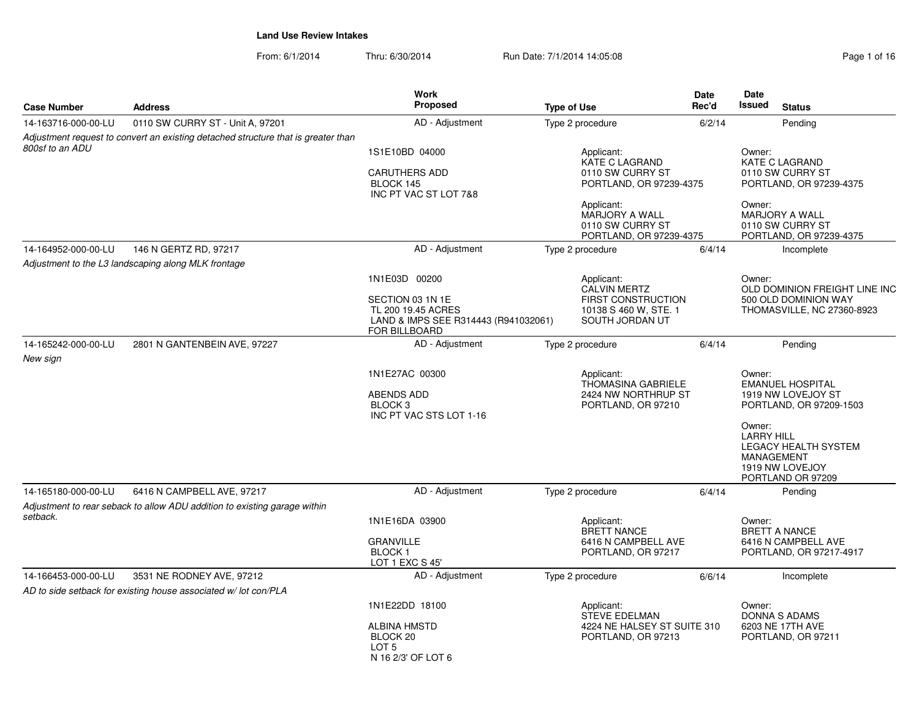**Land Use Review Intakes**

From: 6/1/2014 Thru: 6/30/2014 Run Date: 7/1/2014 14:05:08

| Case Number | Address | Work Proposed | Type of Use | Date Rec'd | Date Issued | Status |
|---|---|---|---|---|---|---|
| 14-163716-000-00-LU | 0110 SW CURRY ST - Unit A, 97201 | AD - Adjustment | Type 2 procedure | 6/2/14 | | Pending |
| *Adjustment request to convert an existing detached structure that is greater than 800sf to an ADU* | | 1S1E10BD 04000<br><br>CARUTHERS ADD<br>BLOCK 145<br>INC PT VAC ST LOT 7&8 | Applicant:<br>KATE C LAGRAND<br>0110 SW CURRY ST<br>PORTLAND, OR 97239-4375<br><br>Applicant:<br>MARJORY A WALL<br>0110 SW CURRY ST<br>PORTLAND, OR 97239-4375 | | Owner:<br>KATE C LAGRAND<br>0110 SW CURRY ST<br>PORTLAND, OR 97239-4375<br><br>Owner:<br>MARJORY A WALL<br>0110 SW CURRY ST<br>PORTLAND, OR 97239-4375 | |
| 14-164952-000-00-LU | 146 N GERTZ RD, 97217 | AD - Adjustment | Type 2 procedure | 6/4/14 | | Incomplete |
| *Adjustment to the L3 landscaping along MLK frontage* | | 1N1E03D 00200<br><br>SECTION 03 1N 1E<br>TL 200 19.45 ACRES<br>LAND & IMPS SEE R314443 (R941032061) FOR BILLBOARD | Applicant:<br>CALVIN MERTZ<br>FIRST CONSTRUCTION<br>10138 S 460 W, STE. 1<br>SOUTH JORDAN UT | | Owner:<br>OLD DOMINION FREIGHT LINE INC<br>500 OLD DOMINION WAY<br>THOMASVILLE, NC 27360-8923 | |
| 14-165242-000-00-LU | 2801 N GANTENBEIN AVE, 97227 | AD - Adjustment | Type 2 procedure | 6/4/14 | | Pending |
| *New sign* | | 1N1E27AC 00300<br><br>ABENDS ADD<br>BLOCK 3<br>INC PT VAC STS LOT 1-16 | Applicant:<br>THOMASINA GABRIELE<br>2424 NW NORTHRUP ST<br>PORTLAND, OR 97210 | | Owner:<br>EMANUEL HOSPITAL<br>1919 NW LOVEJOY ST<br>PORTLAND, OR 97209-1503<br><br>Owner:<br>LARRY HILL<br>LEGACY HEALTH SYSTEM MANAGEMENT<br>1919 NW LOVEJOY<br>PORTLAND OR 97209 | |
| 14-165180-000-00-LU | 6416 N CAMPBELL AVE, 97217 | AD - Adjustment | Type 2 procedure | 6/4/14 | | Pending |
| *Adjustment to rear seback to allow ADU addition to existing garage within setback.* | | 1N1E16DA 03900<br><br>GRANVILLE<br>BLOCK 1<br>LOT 1 EXC S 45' | Applicant:<br>BRETT NANCE<br>6416 N CAMPBELL AVE<br>PORTLAND, OR 97217 | | Owner:<br>BRETT A NANCE<br>6416 N CAMPBELL AVE<br>PORTLAND, OR 97217-4917 | |
| 14-166453-000-00-LU | 3531 NE RODNEY AVE, 97212 | AD - Adjustment | Type 2 procedure | 6/6/14 | | Incomplete |
| *AD to side setback for existing house associated w/ lot con/PLA* | | 1N1E22DD 18100<br><br>ALBINA HMSTD<br>BLOCK 20<br>LOT 5<br>N 16 2/3' OF LOT 6 | Applicant:<br>STEVE EDELMAN<br>4224 NE HALSEY ST SUITE 310<br>PORTLAND, OR 97213 | | Owner:<br>DONNA S ADAMS<br>6203 NE 17TH AVE<br>PORTLAND, OR 97211 | |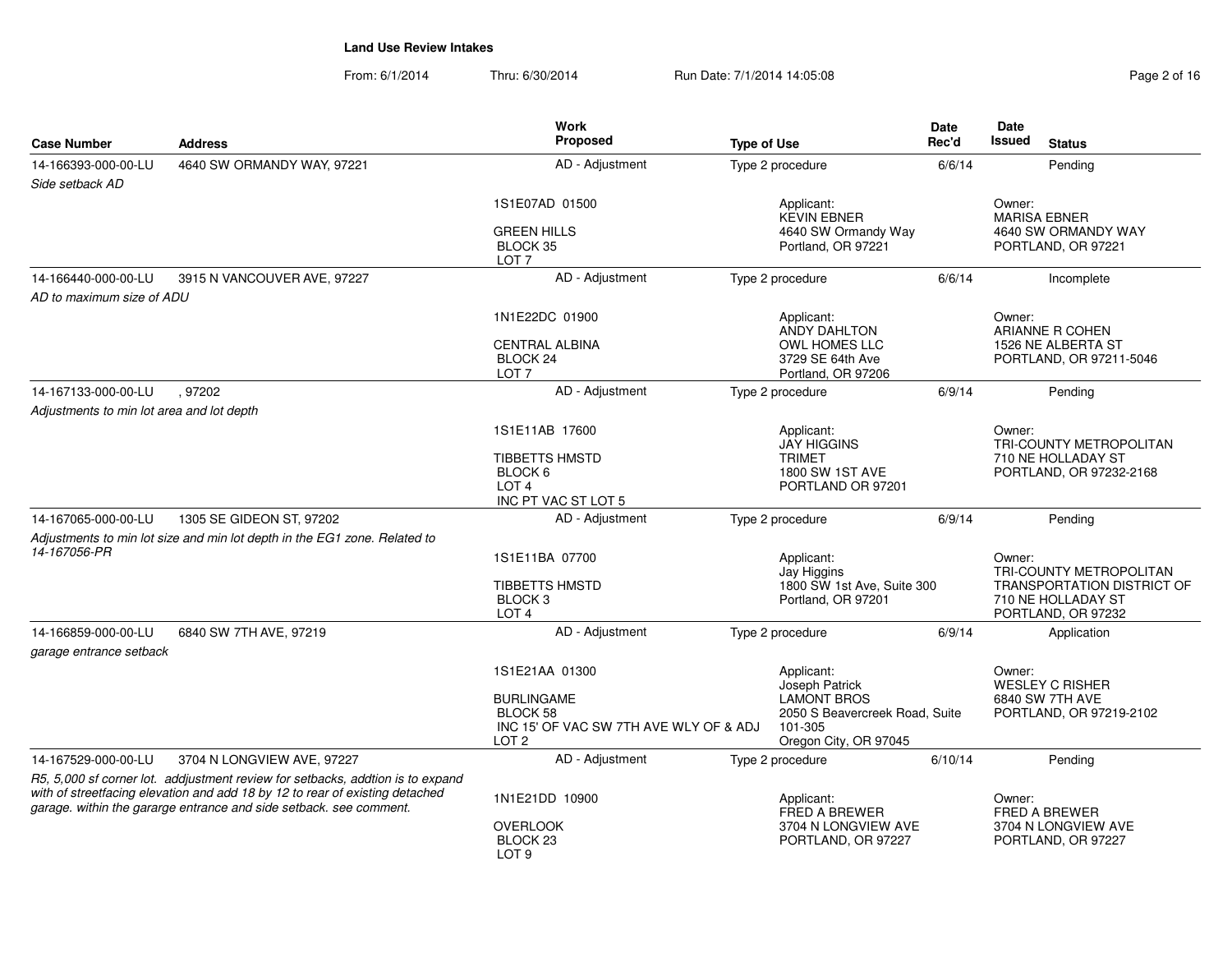**Land Use Review Intakes**

From: 6/1/2014 Thru: 6/30/2014 Run Date: 7/1/2014 14:05:08

| Case Number | Address | Work Proposed | Type of Use | Date Rec'd | Date Issued | Status |
|---|---|---|---|---|---|---|
| 14-166393-000-00-LU | 4640 SW ORMANDY WAY, 97221 | AD - Adjustment | Type 2 procedure | 6/6/14 | | Pending |
| *Side setback AD* | | 1S1E07AD 01500<br>GREEN HILLS<br>BLOCK 35<br>LOT 7 | Applicant:<br>KEVIN EBNER<br>4640 SW Ormandy Way<br>Portland, OR 97221 | | Owner:<br>MARISA EBNER<br>4640 SW ORMANDY WAY<br>PORTLAND, OR 97221 | |
| 14-166440-000-00-LU | 3915 N VANCOUVER AVE, 97227 | AD - Adjustment | Type 2 procedure | 6/6/14 | | Incomplete |
| *AD to maximum size of ADU* | | 1N1E22DC 01900<br>CENTRAL ALBINA<br>BLOCK 24<br>LOT 7 | Applicant:<br>ANDY DAHLTON<br>OWL HOMES LLC<br>3729 SE 64th Ave<br>Portland, OR 97206 | | Owner:<br>ARIANNE R COHEN<br>1526 NE ALBERTA ST<br>PORTLAND, OR 97211-5046 | |
| 14-167133-000-00-LU | , 97202 | AD - Adjustment | Type 2 procedure | 6/9/14 | | Pending |
| *Adjustments to min lot area and lot depth* | | 1S1E11AB 17600<br>TIBBETTS HMSTD<br>BLOCK 6<br>LOT 4<br>INC PT VAC ST LOT 5 | Applicant:<br>JAY HIGGINS<br>TRIMET<br>1800 SW 1ST AVE<br>PORTLAND OR 97201 | | Owner:<br>TRI-COUNTY METROPOLITAN<br>710 NE HOLLADAY ST<br>PORTLAND, OR 97232-2168 | |
| 14-167065-000-00-LU | 1305 SE GIDEON ST, 97202 | AD - Adjustment | Type 2 procedure | 6/9/14 | | Pending |
| *Adjustments to min lot size and min lot depth in the EG1 zone. Related to 14-167056-PR* | | 1S1E11BA 07700<br>TIBBETTS HMSTD<br>BLOCK 3<br>LOT 4 | Applicant:<br>Jay Higgins<br>1800 SW 1st Ave, Suite 300<br>Portland, OR 97201 | | Owner:<br>TRI-COUNTY METROPOLITAN<br>TRANSPORTATION DISTRICT OF<br>710 NE HOLLADAY ST<br>PORTLAND, OR 97232 | |
| 14-166859-000-00-LU | 6840 SW 7TH AVE, 97219 | AD - Adjustment | Type 2 procedure | 6/9/14 | | Application |
| *garage entrance setback* | | 1S1E21AA 01300<br>BURLINGAME<br>BLOCK 58<br>INC 15' OF VAC SW 7TH AVE WLY OF & ADJ<br>LOT 2 | Applicant:<br>Joseph Patrick<br>LAMONT BROS<br>2050 S Beavercreek Road, Suite 101-305<br>Oregon City, OR 97045 | | Owner:<br>WESLEY C RISHER<br>6840 SW 7TH AVE<br>PORTLAND, OR 97219-2102 | |
| 14-167529-000-00-LU | 3704 N LONGVIEW AVE, 97227 | AD - Adjustment | Type 2 procedure | 6/10/14 | | Pending |
| *R5, 5,000 sf corner lot. addjustment review for setbacks, addtion is to expand with of streetfacing elevation and add 18 by 12 to rear of existing detached garage. within the gararge entrance and side setback. see comment.* | | 1N1E21DD 10900<br>OVERLOOK<br>BLOCK 23<br>LOT 9 | Applicant:<br>FRED A BREWER<br>3704 N LONGVIEW AVE<br>PORTLAND, OR 97227 | | Owner:<br>FRED A BREWER<br>3704 N LONGVIEW AVE<br>PORTLAND, OR 97227 | |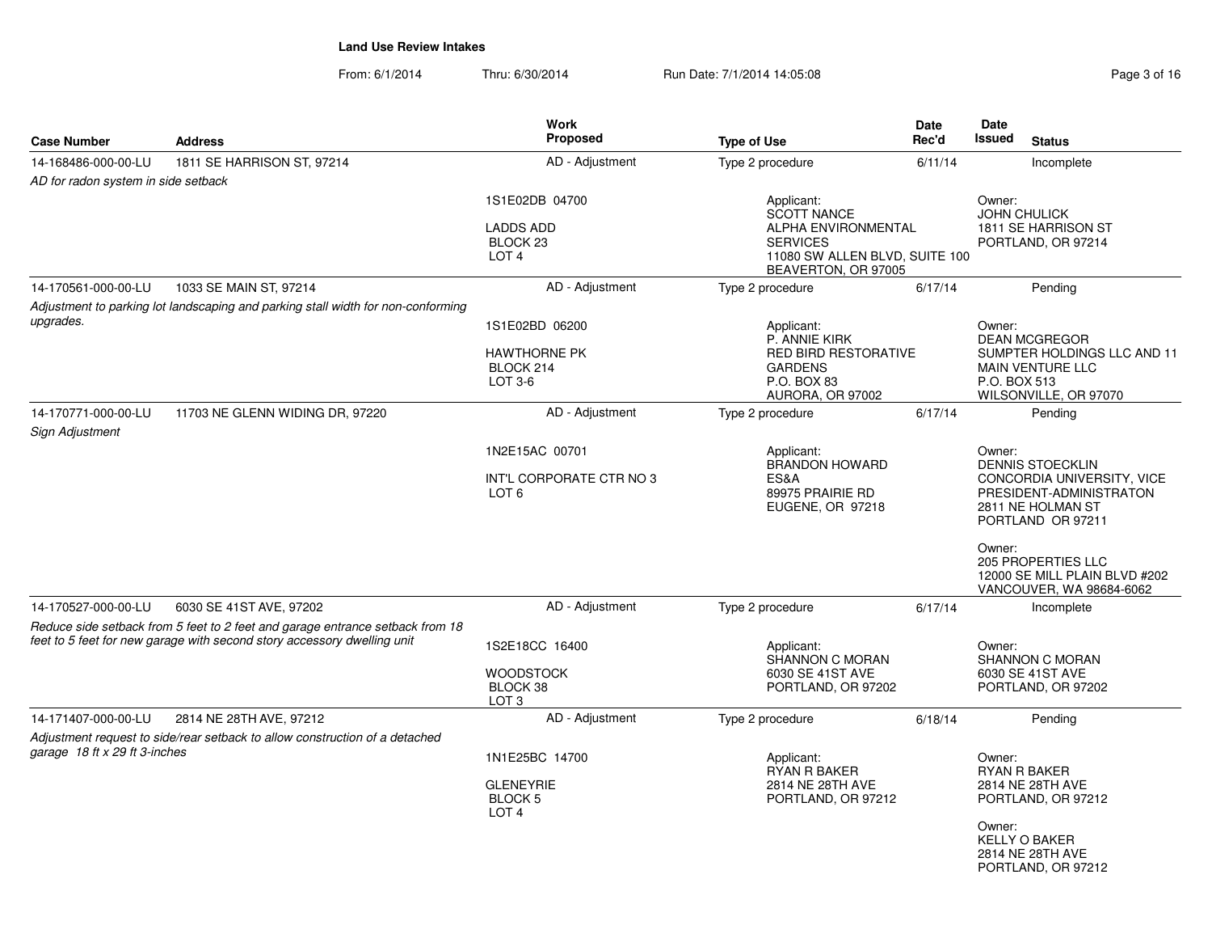**Land Use Review Intakes**

From: 6/1/2014 Thru: 6/30/2014 Run Date: 7/1/2014 14:05:08

| Case Number | Address | Work Proposed | Type of Use | Date Rec'd | Date Issued | Status |
|---|---|---|---|---|---|---|
| 14-168486-000-00-LU | 1811 SE HARRISON ST, 97214 | AD - Adjustment | Type 2 procedure | 6/11/14 | | Incomplete |
| *AD for radon system in side setback* | | 1S1E02DB 04700<br><br>LADDS ADD<br>BLOCK 23<br>LOT 4 | Applicant:<br>SCOTT NANCE<br>ALPHA ENVIRONMENTAL SERVICES<br>11080 SW ALLEN BLVD, SUITE 100<br>BEAVERTON, OR 97005 | | Owner:<br>JOHN CHULICK<br>1811 SE HARRISON ST<br>PORTLAND, OR 97214 | |
| 14-170561-000-00-LU | 1033 SE MAIN ST, 97214 | AD - Adjustment | Type 2 procedure | 6/17/14 | | Pending |
| *Adjustment to parking lot landscaping and parking stall width for non-conforming upgrades.* | | 1S1E02BD 06200<br><br>HAWTHORNE PK<br>BLOCK 214<br>LOT 3-6 | Applicant:<br>P. ANNIE KIRK<br>RED BIRD RESTORATIVE GARDENS<br>P.O. BOX 83<br>AURORA, OR 97002 | | Owner:<br>DEAN MCGREGOR<br>SUMPTER HOLDINGS LLC AND 11 MAIN VENTURE LLC<br>P.O. BOX 513<br>WILSONVILLE, OR 97070 | |
| 14-170771-000-00-LU | 11703 NE GLENN WIDING DR, 97220 | AD - Adjustment | Type 2 procedure | 6/17/14 | | Pending |
| *Sign Adjustment* | | 1N2E15AC 00701<br><br>INT'L CORPORATE CTR NO 3<br>LOT 6 | Applicant:<br>BRANDON HOWARD<br>ES&A<br>89975 PRAIRIE RD<br>EUGENE, OR 97218 | | Owner:<br>DENNIS STOECKLIN<br>CONCORDIA UNIVERSITY, VICE PRESIDENT-ADMINISTRATON<br>2811 NE HOLMAN ST<br>PORTLAND OR 97211<br><br>Owner:<br>205 PROPERTIES LLC<br>12000 SE MILL PLAIN BLVD #202<br>VANCOUVER, WA 98684-6062 | |
| 14-170527-000-00-LU | 6030 SE 41ST AVE, 97202 | AD - Adjustment | Type 2 procedure | 6/17/14 | | Incomplete |
| *Reduce side setback from 5 feet to 2 feet and garage entrance setback from 18 feet to 5 feet for new garage with second story accessory dwelling unit* | | 1S2E18CC 16400<br><br>WOODSTOCK<br>BLOCK 38<br>LOT 3 | Applicant:<br>SHANNON C MORAN<br>6030 SE 41ST AVE<br>PORTLAND, OR 97202 | | Owner:<br>SHANNON C MORAN<br>6030 SE 41ST AVE<br>PORTLAND, OR 97202 | |
| 14-171407-000-00-LU | 2814 NE 28TH AVE, 97212 | AD - Adjustment | Type 2 procedure | 6/18/14 | | Pending |
| *Adjustment request to side/rear setback to allow construction of a detached garage 18 ft x 29 ft 3-inches* | | 1N1E25BC 14700<br><br>GLENEYRIE<br>BLOCK 5<br>LOT 4 | Applicant:<br>RYAN R BAKER<br>2814 NE 28TH AVE<br>PORTLAND, OR 97212 | | Owner:<br>RYAN R BAKER<br>2814 NE 28TH AVE<br>PORTLAND, OR 97212<br><br>Owner:<br>KELLY O BAKER<br>2814 NE 28TH AVE<br>PORTLAND, OR 97212 | |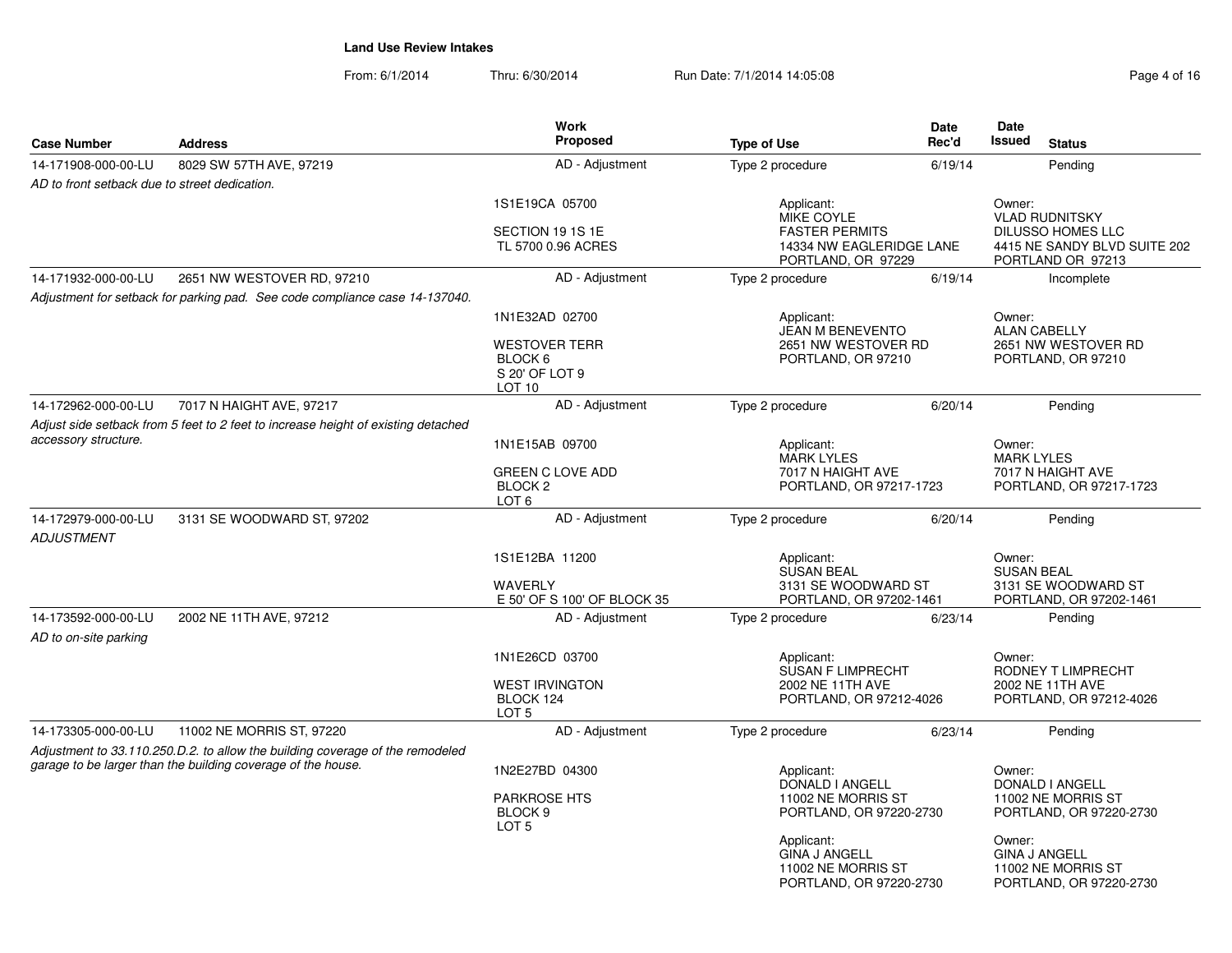# Land Use Review Intakes

From: 6/1/2014 Thru: 6/30/2014 Run Date: 7/1/2014 14:05:08

| Case Number | Address | Work Proposed | Type of Use | Date Rec'd | Date Issued | Status |
|---|---|---|---|---|---|---|
| 14-171908-000-00-LU | 8029 SW 57TH AVE, 97219 | AD - Adjustment | Type 2 procedure | 6/19/14 | | Pending |
| *AD to front setback due to street dedication.* | | 1S1E19CA 05700<br>SECTION 19 1S 1E<br>TL 5700 0.96 ACRES | Applicant:<br>MIKE COYLE<br>FASTER PERMITS<br>14334 NW EAGLERIDGE LANE<br>PORTLAND, OR 97229 | | Owner:<br>VLAD RUDNITSKY<br>DILUSSO HOMES LLC<br>4415 NE SANDY BLVD SUITE 202<br>PORTLAND OR 97213 | |
| 14-171932-000-00-LU | 2651 NW WESTOVER RD, 97210 | AD - Adjustment | Type 2 procedure | 6/19/14 | | Incomplete |
| *Adjustment for setback for parking pad. See code compliance case 14-137040.* | | 1N1E32AD 02700<br>WESTOVER TERR<br>BLOCK 6<br>S 20' OF LOT 9<br>LOT 10 | Applicant:<br>JEAN M BENEVENTO<br>2651 NW WESTOVER RD<br>PORTLAND, OR 97210 | | Owner:<br>ALAN CABELLY<br>2651 NW WESTOVER RD<br>PORTLAND, OR 97210 | |
| 14-172962-000-00-LU | 7017 N HAIGHT AVE, 97217 | AD - Adjustment | Type 2 procedure | 6/20/14 | | Pending |
| *Adjust side setback from 5 feet to 2 feet to increase height of existing detached accessory structure.* | | 1N1E15AB 09700<br>GREEN C LOVE ADD<br>BLOCK 2<br>LOT 6 | Applicant:<br>MARK LYLES<br>7017 N HAIGHT AVE<br>PORTLAND, OR 97217-1723 | | Owner:<br>MARK LYLES<br>7017 N HAIGHT AVE<br>PORTLAND, OR 97217-1723 | |
| 14-172979-000-00-LU | 3131 SE WOODWARD ST, 97202 | AD - Adjustment | Type 2 procedure | 6/20/14 | | Pending |
| *ADJUSTMENT* | | 1S1E12BA 11200<br>WAVERLY<br>E 50' OF S 100' OF BLOCK 35 | Applicant:<br>SUSAN BEAL<br>3131 SE WOODWARD ST<br>PORTLAND, OR 97202-1461 | | Owner:<br>SUSAN BEAL<br>3131 SE WOODWARD ST<br>PORTLAND, OR 97202-1461 | |
| 14-173592-000-00-LU | 2002 NE 11TH AVE, 97212 | AD - Adjustment | Type 2 procedure | 6/23/14 | | Pending |
| *AD to on-site parking* | | 1N1E26CD 03700<br>WEST IRVINGTON<br>BLOCK 124<br>LOT 5 | Applicant:<br>SUSAN F LIMPRECHT<br>2002 NE 11TH AVE<br>PORTLAND, OR 97212-4026 | | Owner:<br>RODNEY T LIMPRECHT<br>2002 NE 11TH AVE<br>PORTLAND, OR 97212-4026 | |
| 14-173305-000-00-LU | 11002 NE MORRIS ST, 97220 | AD - Adjustment | Type 2 procedure | 6/23/14 | | Pending |
| *Adjustment to 33.110.250.D.2. to allow the building coverage of the remodeled garage to be larger than the building coverage of the house.* | | 1N2E27BD 04300<br>PARKROSE HTS<br>BLOCK 9<br>LOT 5 | Applicant:<br>DONALD I ANGELL<br>11002 NE MORRIS ST<br>PORTLAND, OR 97220-2730<br><br>Applicant:<br>GINA J ANGELL<br>11002 NE MORRIS ST<br>PORTLAND, OR 97220-2730 | | Owner:<br>DONALD I ANGELL<br>11002 NE MORRIS ST<br>PORTLAND, OR 97220-2730<br><br>Owner:<br>GINA J ANGELL<br>11002 NE MORRIS ST<br>PORTLAND, OR 97220-2730 | |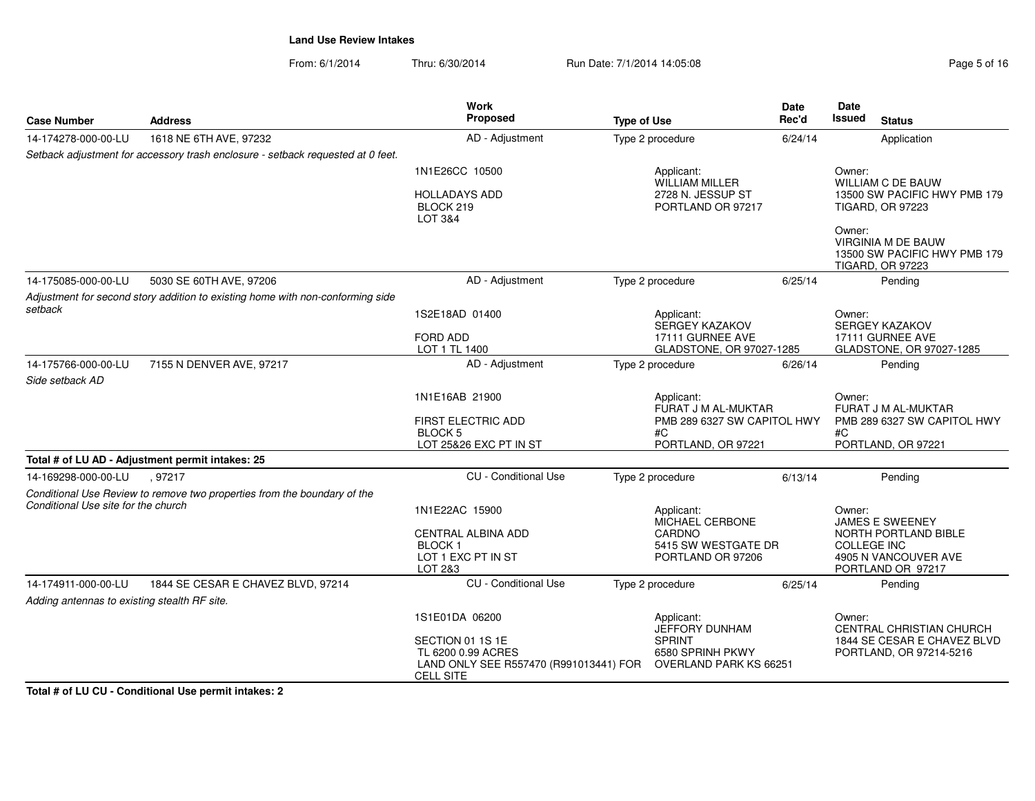**Land Use Review Intakes**

From: 6/1/2014 Thru: 6/30/2014 Run Date: 7/1/2014 14:05:08

| Case Number | Address | Work Proposed | Type of Use | Date Rec'd | Date Issued | Status |
|---|---|---|---|---|---|---|
| 14-174278-000-00-LU | 1618 NE 6TH AVE, 97232 | AD - Adjustment | Type 2 procedure | 6/24/14 | | Application |
| *Setback adjustment for accessory trash enclosure - setback requested at 0 feet.* | | 1N1E26CC 10500<br>HOLLADAYS ADD<br>BLOCK 219<br>LOT 3&4 | Applicant:<br>WILLIAM MILLER<br>2728 N. JESSUP ST<br>PORTLAND OR 97217 | | Owner:<br>WILLIAM C DE BAUW<br>13500 SW PACIFIC HWY PMB 179<br>TIGARD, OR 97223<br>Owner:<br>VIRGINIA M DE BAUW<br>13500 SW PACIFIC HWY PMB 179<br>TIGARD, OR 97223 | |
| 14-175085-000-00-LU | 5030 SE 60TH AVE, 97206 | AD - Adjustment | Type 2 procedure | 6/25/14 | | Pending |
| *Adjustment for second story addition to existing home with non-conforming side setback* | | 1S2E18AD 01400<br>FORD ADD<br>LOT 1 TL 1400 | Applicant:<br>SERGEY KAZAKOV<br>17111 GURNEE AVE<br>GLADSTONE, OR 97027-1285 | | Owner:<br>SERGEY KAZAKOV<br>17111 GURNEE AVE<br>GLADSTONE, OR 97027-1285 | |
| 14-175766-000-00-LU | 7155 N DENVER AVE, 97217 | AD - Adjustment | Type 2 procedure | 6/26/14 | | Pending |
| *Side setback AD* | | 1N1E16AB 21900<br>FIRST ELECTRIC ADD<br>BLOCK 5<br>LOT 25&26 EXC PT IN ST | Applicant:<br>FURAT J M AL-MUKTAR<br>PMB 289 6327 SW CAPITOL HWY #C<br>PORTLAND, OR 97221 | | Owner:<br>FURAT J M AL-MUKTAR<br>PMB 289 6327 SW CAPITOL HWY #C<br>PORTLAND, OR 97221 | |

**Total # of LU AD - Adjustment permit intakes: 25**

| Case Number | Address | Work Proposed | Type of Use | Date Rec'd | Date Issued | Status |
|---|---|---|---|---|---|---|
| 14-169298-000-00-LU | , 97217 | CU - Conditional Use | Type 2 procedure | 6/13/14 | | Pending |
| *Conditional Use Review to remove two properties from the boundary of the Conditional Use site for the church* | | 1N1E22AC 15900<br>CENTRAL ALBINA ADD<br>BLOCK 1<br>LOT 1 EXC PT IN ST<br>LOT 2&3 | Applicant:<br>MICHAEL CERBONE<br>CARDNO<br>5415 SW WESTGATE DR<br>PORTLAND OR 97206 | | Owner:<br>JAMES E SWEENEY<br>NORTH PORTLAND BIBLE COLLEGE INC<br>4905 N VANCOUVER AVE<br>PORTLAND OR 97217 | |
| 14-174911-000-00-LU | 1844 SE CESAR E CHAVEZ BLVD, 97214 | CU - Conditional Use | Type 2 procedure | 6/25/14 | | Pending |
| *Adding antennas to existing stealth RF site.* | | 1S1E01DA 06200<br>SECTION 01 1S 1E<br>TL 6200 0.99 ACRES<br>LAND ONLY SEE R557470 (R991013441) FOR CELL SITE | Applicant:<br>JEFFORY DUNHAM<br>SPRINT<br>6580 SPRINH PKWY<br>OVERLAND PARK KS 66251 | | Owner:<br>CENTRAL CHRISTIAN CHURCH<br>1844 SE CESAR E CHAVEZ BLVD<br>PORTLAND, OR 97214-5216 | |

**Total # of LU CU - Conditional Use permit intakes: 2**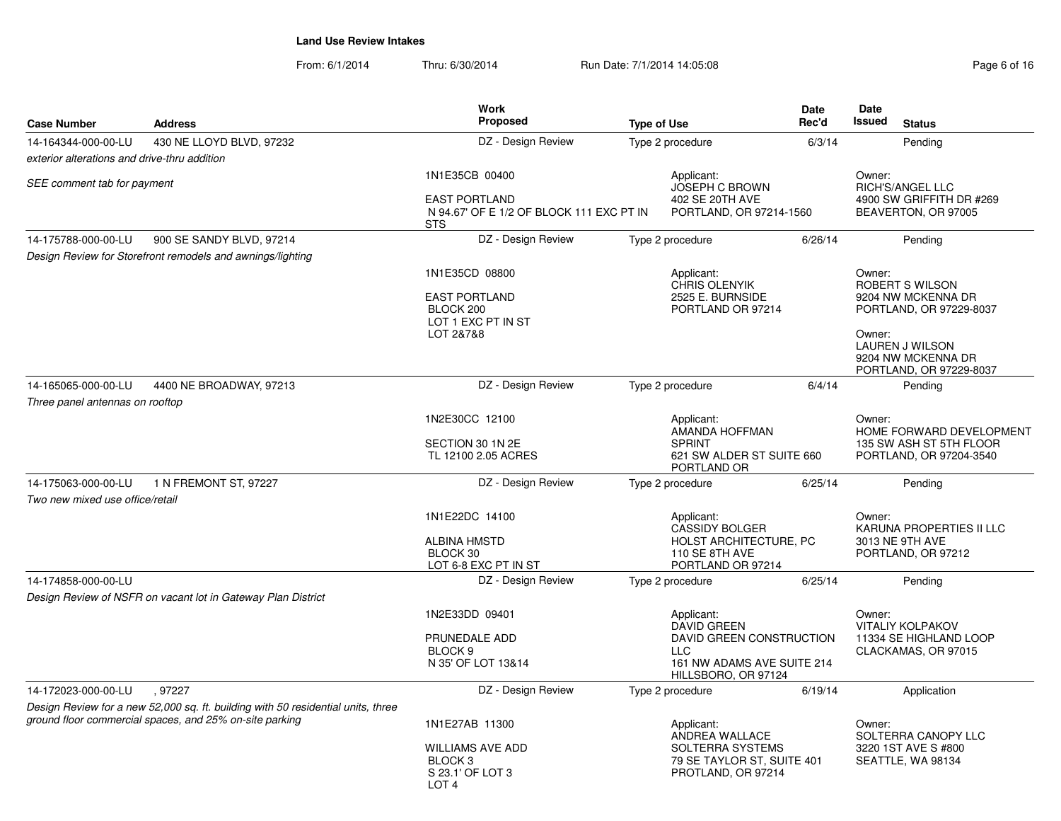**Land Use Review Intakes**

From: 6/1/2014 Thru: 6/30/2014 Run Date: 7/1/2014 14:05:08

| Case Number | Address | Work Proposed | Type of Use | Date Rec'd | Date Issued | Status |
|---|---|---|---|---|---|---|
| 14-164344-000-00-LU | 430 NE LLOYD BLVD, 97232 | DZ - Design Review | Type 2 procedure | 6/3/14 | | Pending |
| *exterior alterations and drive-thru addition* | | | | | | |
| *SEE comment tab for payment* | | 1N1E35CB 00400<br><br>EAST PORTLAND<br>N 94.67' OF E 1/2 OF BLOCK 111 EXC PT IN STS | Applicant:<br>JOSEPH C BROWN<br>402 SE 20TH AVE<br>PORTLAND, OR 97214-1560 | | Owner:<br>RICH'S/ANGEL LLC<br>4900 SW GRIFFITH DR #269<br>BEAVERTON, OR 97005 | |
| 14-175788-000-00-LU | 900 SE SANDY BLVD, 97214 | DZ - Design Review | Type 2 procedure | 6/26/14 | | Pending |
| *Design Review for Storefront remodels and awnings/lighting* | | 1N1E35CD 08800<br><br>EAST PORTLAND<br>BLOCK 200<br>LOT 1 EXC PT IN ST<br>LOT 2&7&8 | Applicant:<br>CHRIS OLENYIK<br>2525 E. BURNSIDE<br>PORTLAND OR 97214 | | Owner:<br>ROBERT S WILSON<br>9204 NW MCKENNA DR<br>PORTLAND, OR 97229-8037<br><br>Owner:<br>LAUREN J WILSON<br>9204 NW MCKENNA DR<br>PORTLAND, OR 97229-8037 | |
| 14-165065-000-00-LU | 4400 NE BROADWAY, 97213 | DZ - Design Review | Type 2 procedure | 6/4/14 | | Pending |
| *Three panel antennas on rooftop* | | 1N2E30CC 12100<br><br>SECTION 30 1N 2E<br>TL 12100 2.05 ACRES | Applicant:<br>AMANDA HOFFMAN<br>SPRINT<br>621 SW ALDER ST SUITE 660<br>PORTLAND OR | | Owner:<br>HOME FORWARD DEVELOPMENT<br>135 SW ASH ST 5TH FLOOR<br>PORTLAND, OR 97204-3540 | |
| 14-175063-000-00-LU | 1 N FREMONT ST, 97227 | DZ - Design Review | Type 2 procedure | 6/25/14 | | Pending |
| *Two new mixed use office/retail* | | 1N1E22DC 14100<br><br>ALBINA HMSTD<br>BLOCK 30<br>LOT 6-8 EXC PT IN ST | Applicant:<br>CASSIDY BOLGER<br>HOLST ARCHITECTURE, PC<br>110 SE 8TH AVE<br>PORTLAND OR 97214 | | Owner:<br>KARUNA PROPERTIES II LLC<br>3013 NE 9TH AVE<br>PORTLAND, OR 97212 | |
| 14-174858-000-00-LU | | DZ - Design Review | Type 2 procedure | 6/25/14 | | Pending |
| *Design Review of NSFR on vacant lot in Gateway Plan District* | | 1N2E33DD 09401<br><br>PRUNEDALE ADD<br>BLOCK 9<br>N 35' OF LOT 13&14 | Applicant:<br>DAVID GREEN<br>DAVID GREEN CONSTRUCTION LLC<br>161 NW ADAMS AVE SUITE 214<br>HILLSBORO, OR 97124 | | Owner:<br>VITALIY KOLPAKOV<br>11334 SE HIGHLAND LOOP<br>CLACKAMAS, OR 97015 | |
| 14-172023-000-00-LU | , 97227 | DZ - Design Review | Type 2 procedure | 6/19/14 | | Application |
| *Design Review for a new 52,000 sq. ft. building with 50 residential units, three ground floor commercial spaces, and 25% on-site parking* | | 1N1E27AB 11300<br><br>WILLIAMS AVE ADD<br>BLOCK 3<br>S 23.1' OF LOT 3<br>LOT 4 | Applicant:<br>ANDREA WALLACE<br>SOLTERRA SYSTEMS<br>79 SE TAYLOR ST, SUITE 401<br>PROTLAND, OR 97214 | | Owner:<br>SOLTERRA CANOPY LLC<br>3220 1ST AVE S #800<br>SEATTLE, WA 98134 | |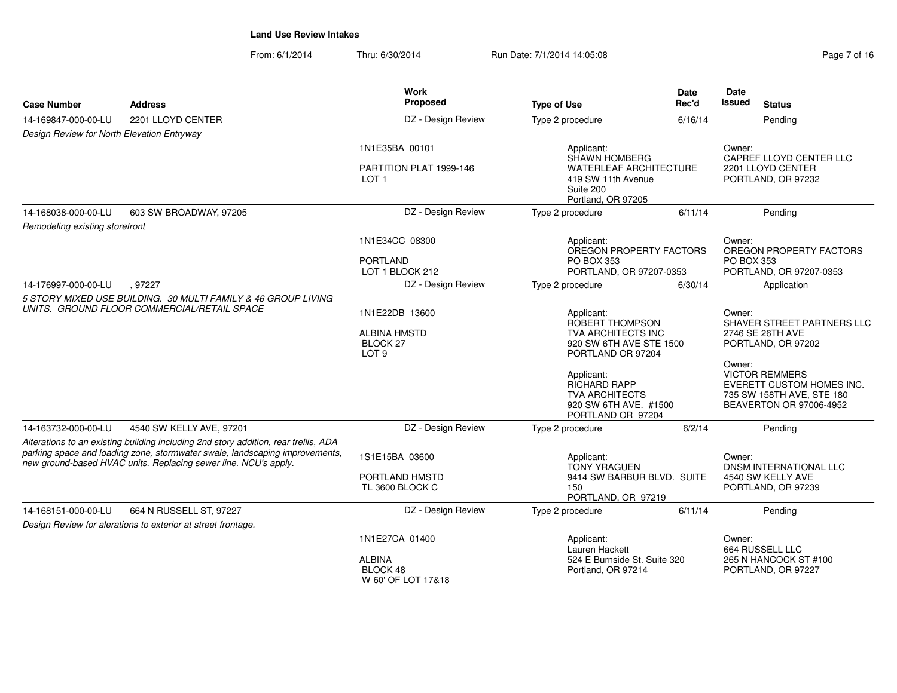**Land Use Review Intakes**

From: 6/1/2014 Thru: 6/30/2014 Run Date: 7/1/2014 14:05:08

| Case Number | Address | Work Proposed | Type of Use | Date Rec'd | Date Issued | Status |
|---|---|---|---|---|---|---|
| 14-169847-000-00-LU | 2201 LLOYD CENTER | DZ - Design Review | Type 2 procedure | 6/16/14 | | Pending |
| *Design Review for North Elevation Entryway* | | 1N1E35BA 00101<br><br>PARTITION PLAT 1999-146<br>LOT 1 | Applicant:<br>SHAWN HOMBERG<br>WATERLEAF ARCHITECTURE<br>419 SW 11th Avenue<br>Suite 200<br>Portland, OR 97205 | | Owner:<br>CAPREF LLOYD CENTER LLC<br>2201 LLOYD CENTER<br>PORTLAND, OR 97232 | |
| 14-168038-000-00-LU | 603 SW BROADWAY, 97205 | DZ - Design Review | Type 2 procedure | 6/11/14 | | Pending |
| *Remodeling existing storefront* | | 1N1E34CC 08300<br><br>PORTLAND<br>LOT 1 BLOCK 212 | Applicant:<br>OREGON PROPERTY FACTORS<br>PO BOX 353<br>PORTLAND, OR 97207-0353 | | Owner:<br>OREGON PROPERTY FACTORS<br>PO BOX 353<br>PORTLAND, OR 97207-0353 | |
| 14-176997-000-00-LU | , 97227 | DZ - Design Review | Type 2 procedure | 6/30/14 | | Application |
| *5 STORY MIXED USE BUILDING. 30 MULTI FAMILY & 46 GROUP LIVING UNITS. GROUND FLOOR COMMERCIAL/RETAIL SPACE* | | 1N1E22DB 13600<br><br>ALBINA HMSTD<br>BLOCK 27<br>LOT 9 | Applicant:<br>ROBERT THOMPSON<br>TVA ARCHITECTS INC<br>920 SW 6TH AVE STE 1500<br>PORTLAND OR 97204<br><br>Applicant:<br>RICHARD RAPP<br>TVA ARCHITECTS<br>920 SW 6TH AVE. #1500<br>PORTLAND OR 97204 | | Owner:<br>SHAVER STREET PARTNERS LLC<br>2746 SE 26TH AVE<br>PORTLAND, OR 97202<br><br>Owner:<br>VICTOR REMMERS<br>EVERETT CUSTOM HOMES INC.<br>735 SW 158TH AVE, STE 180<br>BEAVERTON OR 97006-4952 | |
| 14-163732-000-00-LU | 4540 SW KELLY AVE, 97201 | DZ - Design Review | Type 2 procedure | 6/2/14 | | Pending |
| *Alterations to an existing building including 2nd story addition, rear trellis, ADA parking space and loading zone, stormwater swale, landscaping improvements, new ground-based HVAC units. Replacing sewer line. NCU's apply.* | | 1S1E15BA 03600<br><br>PORTLAND HMSTD<br>TL 3600 BLOCK C | Applicant:<br>TONY YRAGUEN<br>9414 SW BARBUR BLVD. SUITE 150<br>PORTLAND, OR 97219 | | Owner:<br>DNSM INTERNATIONAL LLC<br>4540 SW KELLY AVE<br>PORTLAND, OR 97239 | |
| 14-168151-000-00-LU | 664 N RUSSELL ST, 97227 | DZ - Design Review | Type 2 procedure | 6/11/14 | | Pending |
| *Design Review for alerations to exterior at street frontage.* | | 1N1E27CA 01400<br><br>ALBINA<br>BLOCK 48<br>W 60' OF LOT 17&18 | Applicant:<br>Lauren Hackett<br>524 E Burnside St. Suite 320<br>Portland, OR 97214 | | Owner:<br>664 RUSSELL LLC<br>265 N HANCOCK ST #100<br>PORTLAND, OR 97227 | |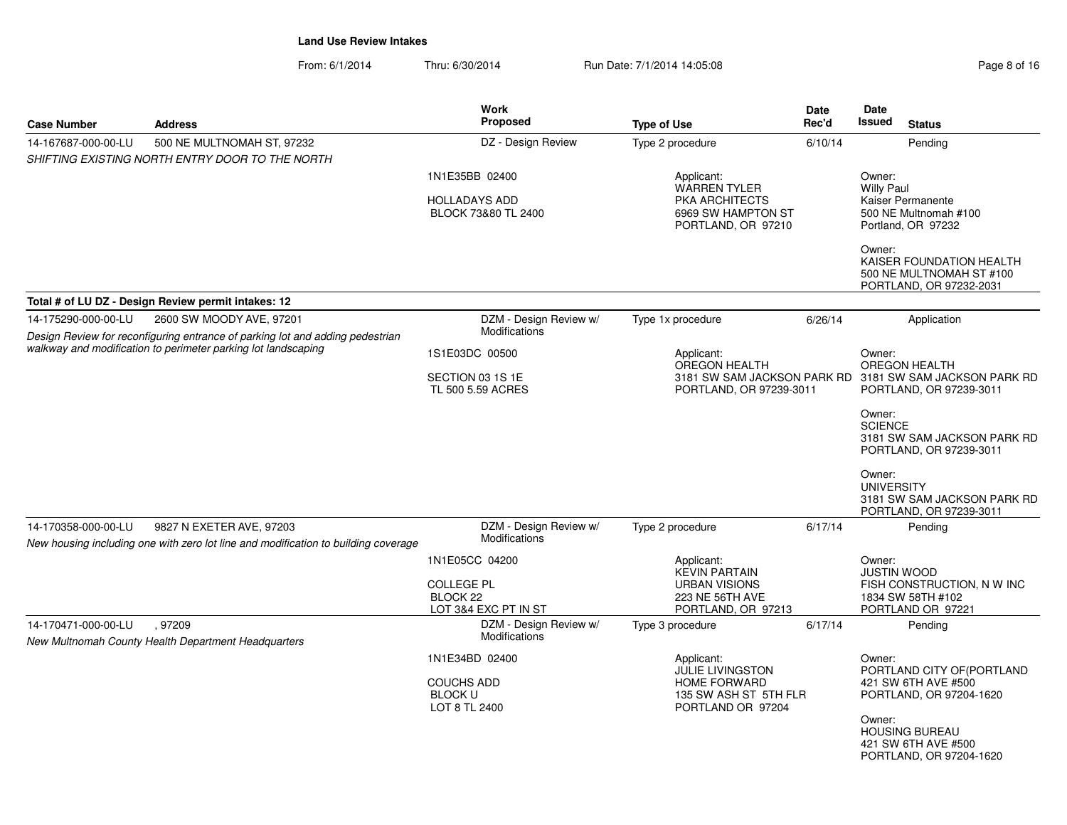## Land Use Review Intakes

From: 6/1/2014 Thru: 6/30/2014 Run Date: 7/1/2014 14:05:08

| Case Number | Address | Work Proposed | Type of Use | Date Rec'd | Date Issued | Status |
|---|---|---|---|---|---|---|
| 14-167687-000-00-LU | 500 NE MULTNOMAH ST, 97232 | DZ - Design Review | Type 2 procedure | 6/10/14 | | Pending |

*SHIFTING EXISTING NORTH ENTRY DOOR TO THE NORTH*

1N1E35BB 02400
HOLLADAYS ADD
BLOCK 73&80 TL 2400

Applicant:
WARREN TYLER
PKA ARCHITECTS
6969 SW HAMPTON ST
PORTLAND, OR 97210

Owner:
Willy Paul
Kaiser Permanente
500 NE Multnomah #100
Portland, OR 97232

Owner:
KAISER FOUNDATION HEALTH
500 NE MULTNOMAH ST #100
PORTLAND, OR 97232-2031

**Total # of LU DZ - Design Review permit intakes: 12**

| Case Number | Address | Work Proposed | Type of Use | Date Rec'd | Date Issued | Status |
|---|---|---|---|---|---|---|
| 14-175290-000-00-LU | 2600 SW MOODY AVE, 97201 | DZM - Design Review w/ Modifications | Type 1x procedure | 6/26/14 | | Application |

*Design Review for reconfiguring entrance of parking lot and adding pedestrian walkway and modification to perimeter parking lot landscaping*

1S1E03DC 00500
SECTION 03 1S 1E
TL 500 5.59 ACRES

Applicant:
OREGON HEALTH
3181 SW SAM JACKSON PARK RD
PORTLAND, OR 97239-3011

Owner:
OREGON HEALTH
3181 SW SAM JACKSON PARK RD
PORTLAND, OR 97239-3011

Owner:
SCIENCE
3181 SW SAM JACKSON PARK RD
PORTLAND, OR 97239-3011

Owner:
UNIVERSITY
3181 SW SAM JACKSON PARK RD
PORTLAND, OR 97239-3011

| Case Number | Address | Work Proposed | Type of Use | Date Rec'd | Date Issued | Status |
|---|---|---|---|---|---|---|
| 14-170358-000-00-LU | 9827 N EXETER AVE, 97203 | DZM - Design Review w/ Modifications | Type 2 procedure | 6/17/14 | | Pending |

*New housing including one with zero lot line and modification to building coverage*

1N1E05CC 04200
COLLEGE PL
BLOCK 22
LOT 3&4 EXC PT IN ST

Applicant:
KEVIN PARTAIN
URBAN VISIONS
223 NE 56TH AVE
PORTLAND, OR 97213

Owner:
JUSTIN WOOD
FISH CONSTRUCTION, N W INC
1834 SW 58TH #102
PORTLAND OR 97221

| Case Number | Address | Work Proposed | Type of Use | Date Rec'd | Date Issued | Status |
|---|---|---|---|---|---|---|
| 14-170471-000-00-LU | , 97209 | DZM - Design Review w/ Modifications | Type 3 procedure | 6/17/14 | | Pending |

*New Multnomah County Health Department Headquarters*

1N1E34BD 02400
COUCHS ADD
BLOCK U
LOT 8 TL 2400

Applicant:
JULIE LIVINGSTON
HOME FORWARD
135 SW ASH ST 5TH FLR
PORTLAND OR 97204

Owner:
PORTLAND CITY OF(PORTLAND
421 SW 6TH AVE #500
PORTLAND, OR 97204-1620

Owner:
HOUSING BUREAU
421 SW 6TH AVE #500
PORTLAND, OR 97204-1620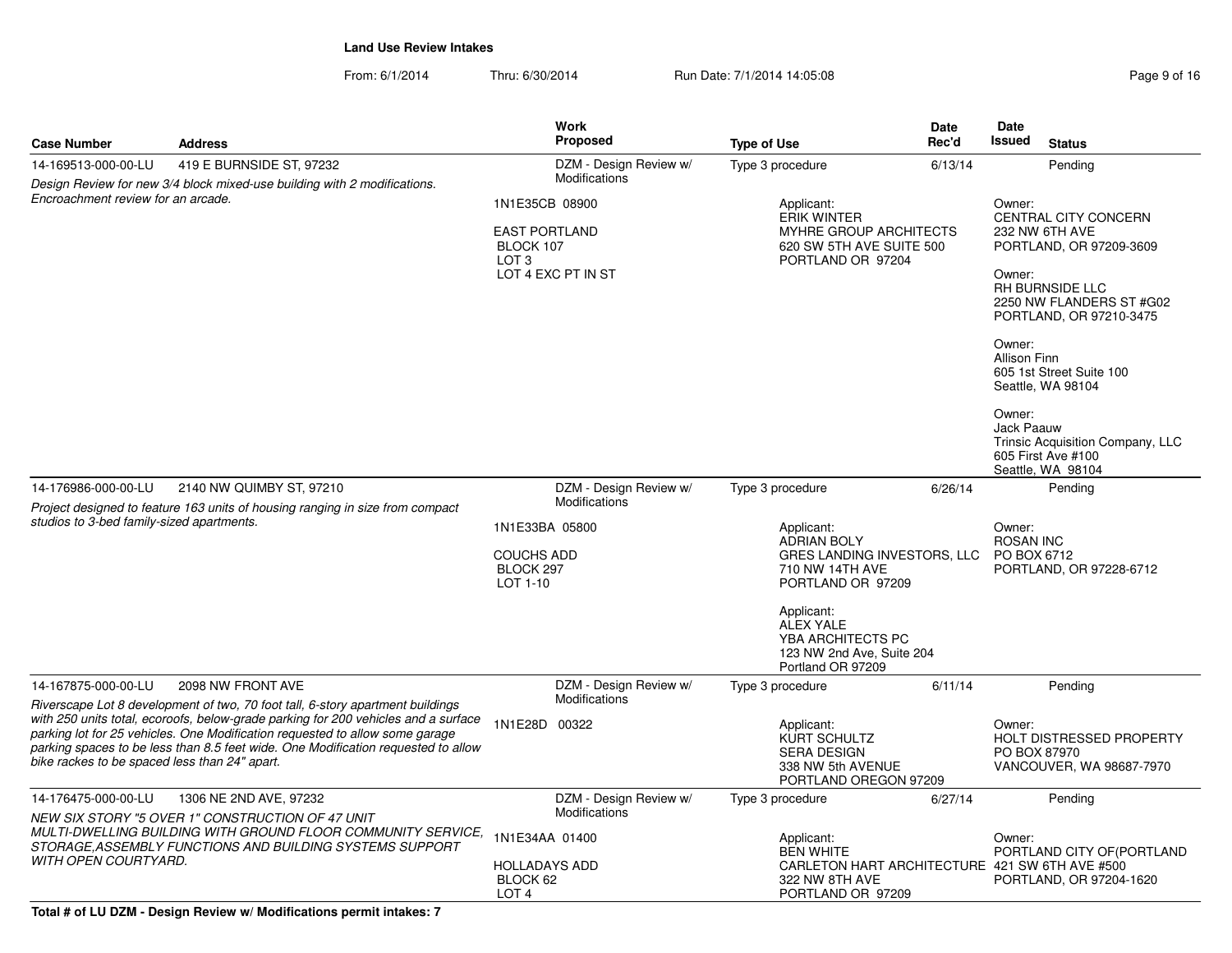**Land Use Review Intakes**

From: 6/1/2014 Thru: 6/30/2014 Run Date: 7/1/2014 14:05:08

| Case Number | Address | Work Proposed | Type of Use | Date Rec'd | Date Issued | Status |
|---|---|---|---|---|---|---|
| 14-169513-000-00-LU | 419 E BURNSIDE ST, 97232 | DZM - Design Review w/ Modifications | Type 3 procedure | 6/13/14 | | Pending |
| *Design Review for new 3/4 block mixed-use building with 2 modifications. Encroachment review for an arcade.* | | 1N1E35CB 08900<br><br>EAST PORTLAND<br>BLOCK 107<br>LOT 3<br>LOT 4 EXC PT IN ST | Applicant:<br>ERIK WINTER<br>MYHRE GROUP ARCHITECTS<br>620 SW 5TH AVE SUITE 500<br>PORTLAND OR 97204 | | Owner:<br>CENTRAL CITY CONCERN<br>232 NW 6TH AVE<br>PORTLAND, OR 97209-3609<br><br>Owner:<br>RH BURNSIDE LLC<br>2250 NW FLANDERS ST #G02<br>PORTLAND, OR 97210-3475<br><br>Owner:<br>Allison Finn<br>605 1st Street Suite 100<br>Seattle, WA 98104<br><br>Owner:<br>Jack Paauw<br>Trinsic Acquisition Company, LLC<br>605 First Ave #100<br>Seattle, WA 98104 | |
| 14-176986-000-00-LU | 2140 NW QUIMBY ST, 97210 | DZM - Design Review w/ Modifications | Type 3 procedure | 6/26/14 | | Pending |
| *Project designed to feature 163 units of housing ranging in size from compact studios to 3-bed family-sized apartments.* | | 1N1E33BA 05800<br><br>COUCHS ADD<br>BLOCK 297<br>LOT 1-10 | Applicant:<br>ADRIAN BOLY<br>GRES LANDING INVESTORS, LLC<br>710 NW 14TH AVE<br>PORTLAND OR 97209<br><br>Applicant:<br>ALEX YALE<br>YBA ARCHITECTS PC<br>123 NW 2nd Ave, Suite 204<br>Portland OR 97209 | | Owner:<br>ROSAN INC<br>PO BOX 6712<br>PORTLAND, OR 97228-6712 | |
| 14-167875-000-00-LU | 2098 NW FRONT AVE | DZM - Design Review w/ Modifications | Type 3 procedure | 6/11/14 | | Pending |
| *Riverscape Lot 8 development of two, 70 foot tall, 6-story apartment buildings with 250 units total, ecoroofs, below-grade parking for 200 vehicles and a surface parking lot for 25 vehicles. One Modification requested to allow some garage parking spaces to be less than 8.5 feet wide. One Modification requested to allow bike rackes to be spaced less than 24" apart.* | | 1N1E28D 00322 | Applicant:<br>KURT SCHULTZ<br>SERA DESIGN<br>338 NW 5th AVENUE<br>PORTLAND OREGON 97209 | | Owner:<br>HOLT DISTRESSED PROPERTY<br>PO BOX 87970<br>VANCOUVER, WA 98687-7970 | |
| 14-176475-000-00-LU | 1306 NE 2ND AVE, 97232 | DZM - Design Review w/ Modifications | Type 3 procedure | 6/27/14 | | Pending |
| *NEW SIX STORY "5 OVER 1" CONSTRUCTION OF 47 UNIT MULTI-DWELLING BUILDING WITH GROUND FLOOR COMMUNITY SERVICE, STORAGE,ASSEMBLY FUNCTIONS AND BUILDING SYSTEMS SUPPORT WITH OPEN COURTYARD.* | | 1N1E34AA 01400<br><br>HOLLADAYS ADD<br>BLOCK 62<br>LOT 4 | Applicant:<br>BEN WHITE<br>CARLETON HART ARCHITECTURE<br>322 NW 8TH AVE<br>PORTLAND OR 97209 | | Owner:<br>PORTLAND CITY OF(PORTLAND<br>421 SW 6TH AVE #500<br>PORTLAND, OR 97204-1620 | |

**Total # of LU DZM - Design Review w/ Modifications permit intakes: 7**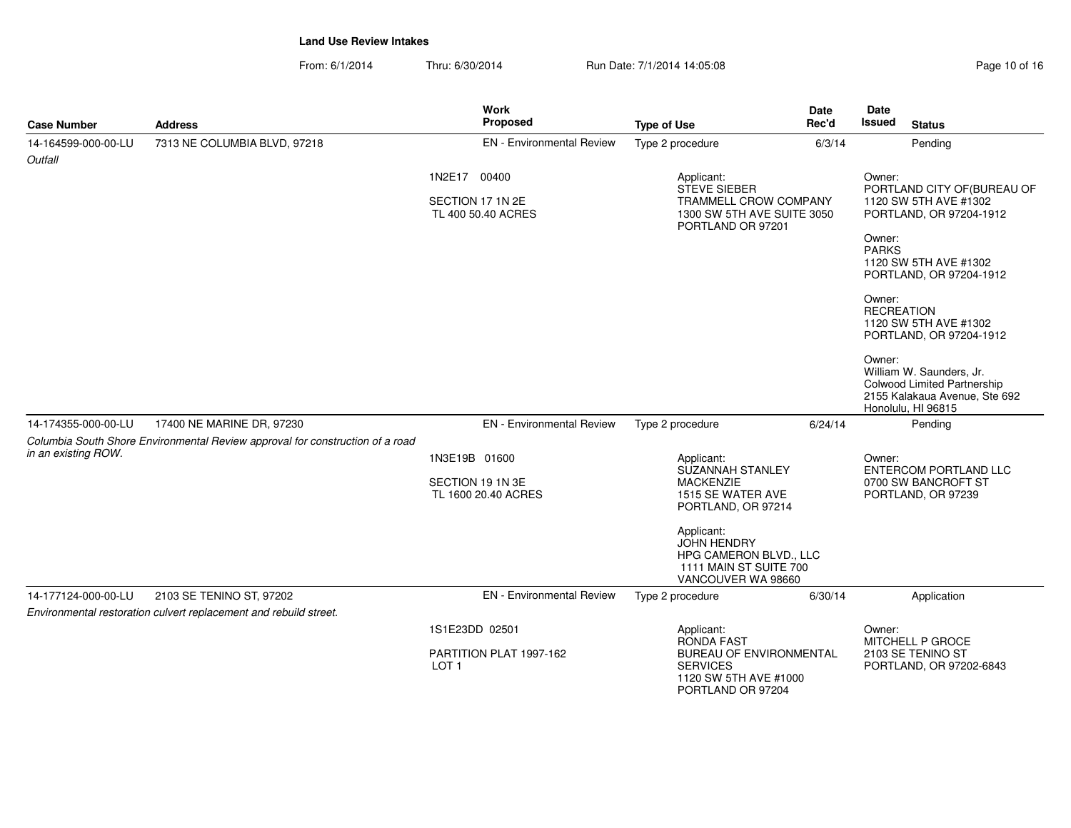**Land Use Review Intakes**

From: 6/1/2014 Thru: 6/30/2014 Run Date: 7/1/2014 14:05:08

| Case Number | Address | Work Proposed | Type of Use | Date Rec'd | Date Issued | Status |
|---|---|---|---|---|---|---|
| 14-164599-000-00-LU | 7313 NE COLUMBIA BLVD, 97218 | EN - Environmental Review | Type 2 procedure | 6/3/14 | | Pending |
| *Outfall* | | 1N2E17 00400<br><br>SECTION 17 1N 2E<br>TL 400 50.40 ACRES | Applicant:<br>STEVE SIEBER<br>TRAMMELL CROW COMPANY<br>1300 SW 5TH AVE SUITE 3050<br>PORTLAND OR 97201 | | Owner:<br>PORTLAND CITY OF(BUREAU OF<br>1120 SW 5TH AVE #1302<br>PORTLAND, OR 97204-1912<br><br>Owner:<br>PARKS<br>1120 SW 5TH AVE #1302<br>PORTLAND, OR 97204-1912<br><br>Owner:<br>RECREATION<br>1120 SW 5TH AVE #1302<br>PORTLAND, OR 97204-1912<br><br>Owner:<br>William W. Saunders, Jr.<br>Colwood Limited Partnership<br>2155 Kalakaua Avenue, Ste 692<br>Honolulu, HI 96815 | |
| 14-174355-000-00-LU | 17400 NE MARINE DR, 97230 | EN - Environmental Review | Type 2 procedure | 6/24/14 | | Pending |
| *Columbia South Shore Environmental Review approval for construction of a road in an existing ROW.* | | 1N3E19B 01600<br><br>SECTION 19 1N 3E<br>TL 1600 20.40 ACRES | Applicant:<br>SUZANNAH STANLEY<br>MACKENZIE<br>1515 SE WATER AVE<br>PORTLAND, OR 97214<br><br>Applicant:<br>JOHN HENDRY<br>HPG CAMERON BLVD., LLC<br>1111 MAIN ST SUITE 700<br>VANCOUVER WA 98660 | | Owner:<br>ENTERCOM PORTLAND LLC<br>0700 SW BANCROFT ST<br>PORTLAND, OR 97239 | |
| 14-177124-000-00-LU | 2103 SE TENINO ST, 97202 | EN - Environmental Review | Type 2 procedure | 6/30/14 | | Application |
| *Environmental restoration culvert replacement and rebuild street.* | | 1S1E23DD 02501<br><br>PARTITION PLAT 1997-162<br>LOT 1 | Applicant:<br>RONDA FAST<br>BUREAU OF ENVIRONMENTAL SERVICES<br>1120 SW 5TH AVE #1000<br>PORTLAND OR 97204 | | Owner:<br>MITCHELL P GROCE<br>2103 SE TENINO ST<br>PORTLAND, OR 97202-6843 | |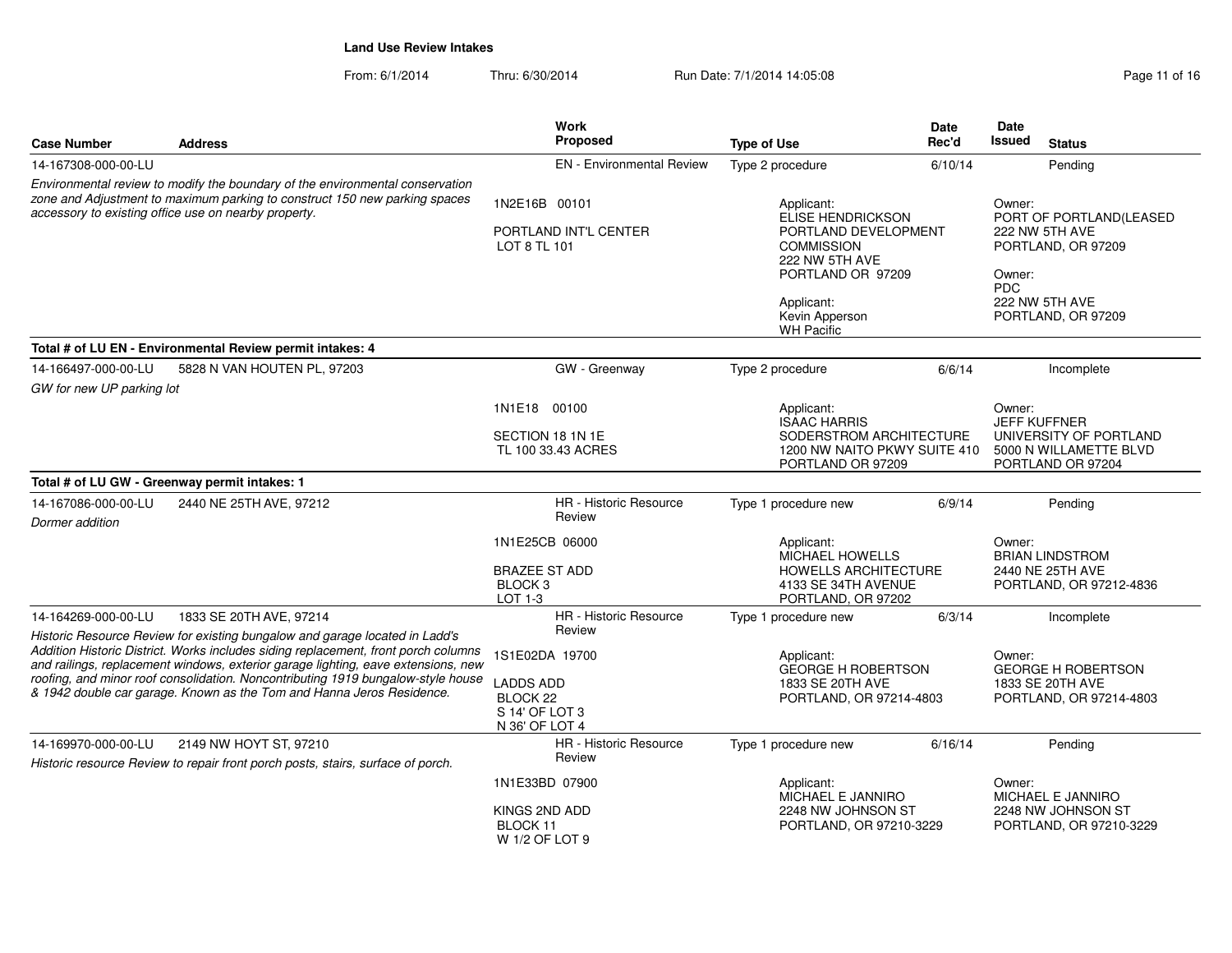**Land Use Review Intakes**

From: 6/1/2014 Thru: 6/30/2014 Run Date: 7/1/2014 14:05:08

| Case Number | Address | Work Proposed | Type of Use | Date Rec'd | Date Issued | Status |
|---|---|---|---|---|---|---|
| 14-167308-000-00-LU | | EN - Environmental Review | Type 2 procedure | 6/10/14 | | Pending |
| *Environmental review to modify the boundary of the environmental conservation zone and Adjustment to maximum parking to construct 150 new parking spaces accessory to existing office use on nearby property.* | | 1N2E16B 00101<br>PORTLAND INT'L CENTER<br>LOT 8 TL 101 | Applicant:<br>ELISE HENDRICKSON<br>PORTLAND DEVELOPMENT COMMISSION<br>222 NW 5TH AVE<br>PORTLAND OR 97209<br>Applicant:<br>Kevin Apperson<br>WH Pacific | | Owner:<br>PORT OF PORTLAND(LEASED<br>222 NW 5TH AVE<br>PORTLAND, OR 97209<br>Owner:<br>PDC<br>222 NW 5TH AVE<br>PORTLAND, OR 97209 | |
| **Total # of LU EN - Environmental Review permit intakes: 4** | | | | | | |
| 14-166497-000-00-LU | 5828 N VAN HOUTEN PL, 97203 | GW - Greenway | Type 2 procedure | 6/6/14 | | Incomplete |
| *GW for new UP parking lot* | | 1N1E18 00100<br>SECTION 18 1N 1E<br>TL 100 33.43 ACRES | Applicant:<br>ISAAC HARRIS<br>SODERSTROM ARCHITECTURE<br>1200 NW NAITO PKWY SUITE 410<br>PORTLAND OR 97209 | | Owner:<br>JEFF KUFFNER<br>UNIVERSITY OF PORTLAND<br>5000 N WILLAMETTE BLVD<br>PORTLAND OR 97204 | |
| **Total # of LU GW - Greenway permit intakes: 1** | | | | | | |
| 14-167086-000-00-LU | 2440 NE 25TH AVE, 97212 | HR - Historic Resource Review | Type 1 procedure new | 6/9/14 | | Pending |
| *Dormer addition* | | 1N1E25CB 06000<br>BRAZEE ST ADD<br>BLOCK 3<br>LOT 1-3 | Applicant:<br>MICHAEL HOWELLS<br>HOWELLS ARCHITECTURE<br>4133 SE 34TH AVENUE<br>PORTLAND, OR 97202 | | Owner:<br>BRIAN LINDSTROM<br>2440 NE 25TH AVE<br>PORTLAND, OR 97212-4836 | |
| 14-164269-000-00-LU | 1833 SE 20TH AVE, 97214 | HR - Historic Resource Review | Type 1 procedure new | 6/3/14 | | Incomplete |
| *Historic Resource Review for existing bungalow and garage located in Ladd's Addition Historic District. Works includes siding replacement, front porch columns and railings, replacement windows, exterior garage lighting, eave extensions, new roofing, and minor roof consolidation. Noncontributing 1919 bungalow-style house & 1942 double car garage. Known as the Tom and Hanna Jeros Residence.* | | 1S1E02DA 19700<br>LADDS ADD<br>BLOCK 22<br>S 14' OF LOT 3<br>N 36' OF LOT 4 | Applicant:<br>GEORGE H ROBERTSON<br>1833 SE 20TH AVE<br>PORTLAND, OR 97214-4803 | | Owner:<br>GEORGE H ROBERTSON<br>1833 SE 20TH AVE<br>PORTLAND, OR 97214-4803 | |
| 14-169970-000-00-LU | 2149 NW HOYT ST, 97210 | HR - Historic Resource Review | Type 1 procedure new | 6/16/14 | | Pending |
| *Historic resource Review to repair front porch posts, stairs, surface of porch.* | | 1N1E33BD 07900<br>KINGS 2ND ADD<br>BLOCK 11<br>W 1/2 OF LOT 9 | Applicant:<br>MICHAEL E JANNIRO<br>2248 NW JOHNSON ST<br>PORTLAND, OR 97210-3229 | | Owner:<br>MICHAEL E JANNIRO<br>2248 NW JOHNSON ST<br>PORTLAND, OR 97210-3229 | |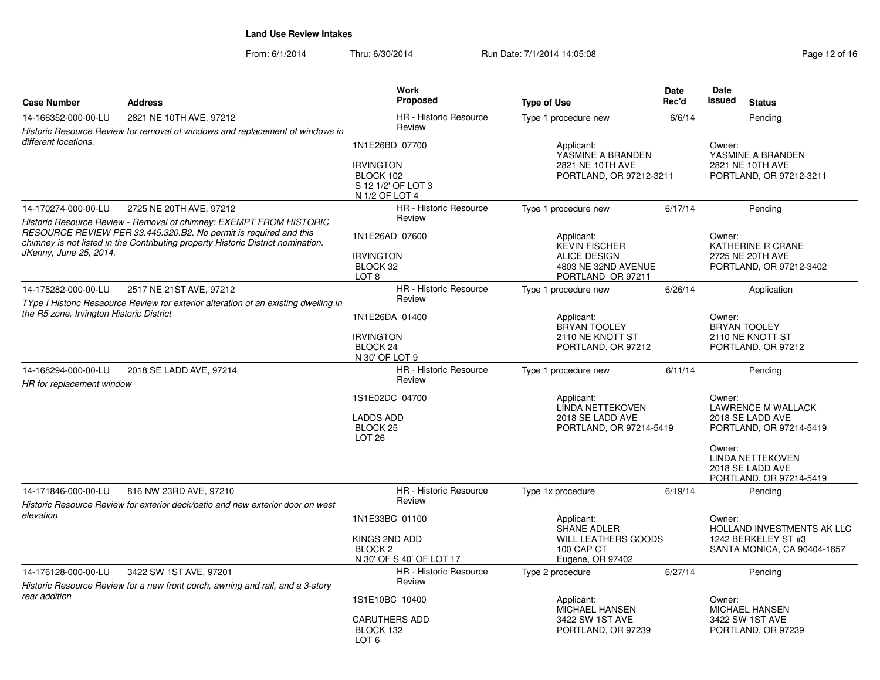## Land Use Review Intakes

From: 6/1/2014 Thru: 6/30/2014 Run Date: 7/1/2014 14:05:08

| Case Number | Address | Work Proposed | Type of Use | Date Rec'd | Date Issued | Status |
|---|---|---|---|---|---|---|
| 14-166352-000-00-LU | 2821 NE 10TH AVE, 97212 | HR - Historic Resource Review | Type 1 procedure new | 6/6/14 | | Pending |
| *Historic Resource Review for removal of windows and replacement of windows in different locations.* | | 1N1E26BD 07700<br><br>IRVINGTON<br>BLOCK 102<br>S 12 1/2' OF LOT 3<br>N 1/2 OF LOT 4 | Applicant:<br>YASMINE A BRANDEN<br>2821 NE 10TH AVE<br>PORTLAND, OR 97212-3211 | | Owner:<br>YASMINE A BRANDEN<br>2821 NE 10TH AVE<br>PORTLAND, OR 97212-3211 | |
| 14-170274-000-00-LU | 2725 NE 20TH AVE, 97212 | HR - Historic Resource Review | Type 1 procedure new | 6/17/14 | | Pending |
| *Historic Resource Review - Removal of chimney: EXEMPT FROM HISTORIC RESOURCE REVIEW PER 33.445.320.B2. No permit is required and this chimney is not listed in the Contributing property Historic District nomination. JKenny, June 25, 2014.* | | 1N1E26AD 07600<br><br>IRVINGTON<br>BLOCK 32<br>LOT 8 | Applicant:<br>KEVIN FISCHER<br>ALICE DESIGN<br>4803 NE 32ND AVENUE<br>PORTLAND OR 97211 | | Owner:<br>KATHERINE R CRANE<br>2725 NE 20TH AVE<br>PORTLAND, OR 97212-3402 | |
| 14-175282-000-00-LU | 2517 NE 21ST AVE, 97212 | HR - Historic Resource Review | Type 1 procedure new | 6/26/14 | | Application |
| *TYpe I Historic Resaource Review for exterior alteration of an existing dwelling in the R5 zone, Irvington Historic District* | | 1N1E26DA 01400<br><br>IRVINGTON<br>BLOCK 24<br>N 30' OF LOT 9 | Applicant:<br>BRYAN TOOLEY<br>2110 NE KNOTT ST<br>PORTLAND, OR 97212 | | Owner:<br>BRYAN TOOLEY<br>2110 NE KNOTT ST<br>PORTLAND, OR 97212 | |
| 14-168294-000-00-LU | 2018 SE LADD AVE, 97214 | HR - Historic Resource Review | Type 1 procedure new | 6/11/14 | | Pending |
| *HR for replacement window* | | 1S1E02DC 04700<br><br>LADDS ADD<br>BLOCK 25<br>LOT 26 | Applicant:<br>LINDA NETTEKOVEN<br>2018 SE LADD AVE<br>PORTLAND, OR 97214-5419 | | Owner:<br>LAWRENCE M WALLACK<br>2018 SE LADD AVE<br>PORTLAND, OR 97214-5419<br><br>Owner:<br>LINDA NETTEKOVEN<br>2018 SE LADD AVE<br>PORTLAND, OR 97214-5419 | |
| 14-171846-000-00-LU | 816 NW 23RD AVE, 97210 | HR - Historic Resource Review | Type 1x procedure | 6/19/14 | | Pending |
| *Historic Resource Review for exterior deck/patio and new exterior door on west elevation* | | 1N1E33BC 01100<br><br>KINGS 2ND ADD<br>BLOCK 2<br>N 30' OF S 40' OF LOT 17 | Applicant:<br>SHANE ADLER<br>WILL LEATHERS GOODS<br>100 CAP CT<br>Eugene, OR 97402 | | Owner:<br>HOLLAND INVESTMENTS AK LLC<br>1242 BERKELEY ST #3<br>SANTA MONICA, CA 90404-1657 | |
| 14-176128-000-00-LU | 3422 SW 1ST AVE, 97201 | HR - Historic Resource Review | Type 2 procedure | 6/27/14 | | Pending |
| *Historic Resource Review for a new front porch, awning and rail, and a 3-story rear addition* | | 1S1E10BC 10400<br><br>CARUTHERS ADD<br>BLOCK 132<br>LOT 6 | Applicant:<br>MICHAEL HANSEN<br>3422 SW 1ST AVE<br>PORTLAND, OR 97239 | | Owner:<br>MICHAEL HANSEN<br>3422 SW 1ST AVE<br>PORTLAND, OR 97239 | |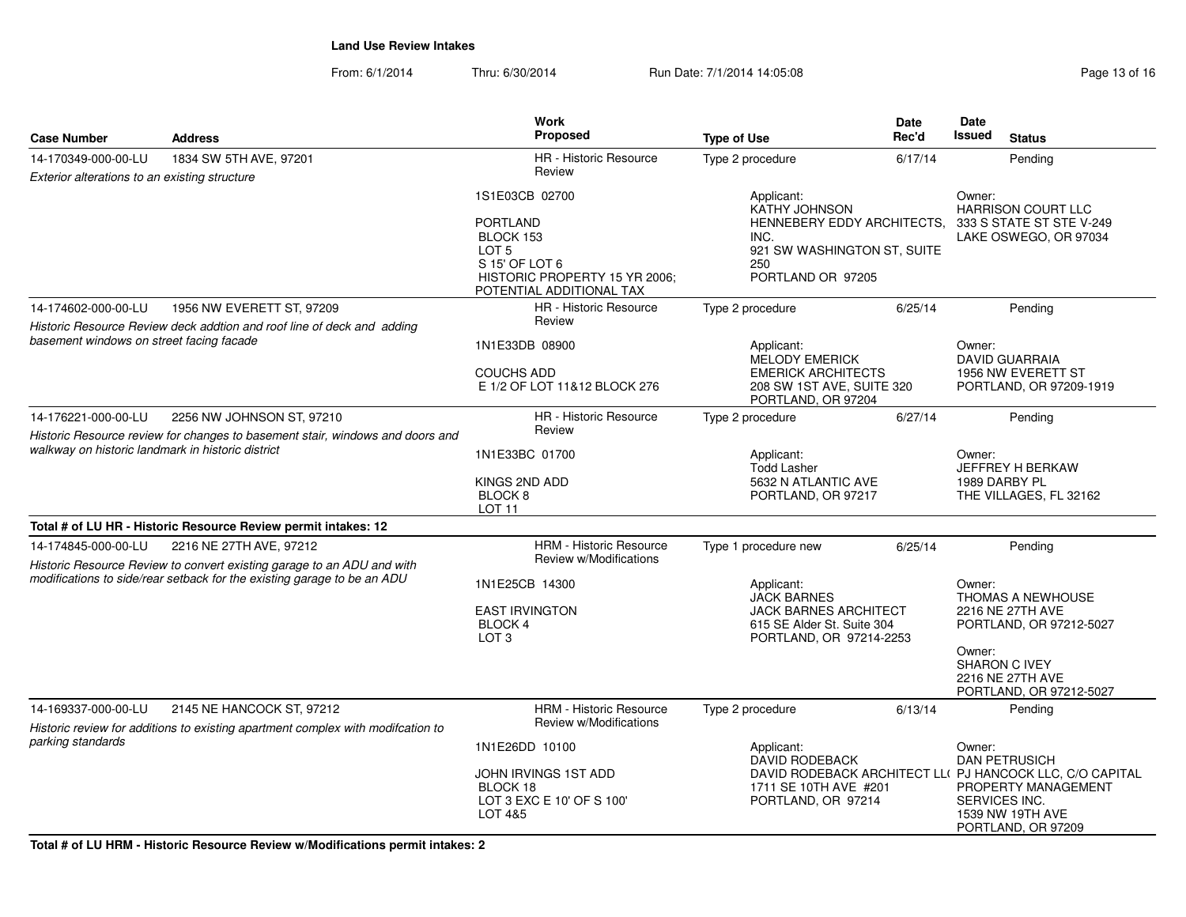**Land Use Review Intakes**

From: 6/1/2014 Thru: 6/30/2014 Run Date: 7/1/2014 14:05:08

| Case Number | Address | Work Proposed | Type of Use | Date Rec'd | Date Issued | Status |
|---|---|---|---|---|---|---|
| 14-170349-000-00-LU | 1834 SW 5TH AVE, 97201 | HR - Historic Resource Review | Type 2 procedure | 6/17/14 | | Pending |
| *Exterior alterations to an existing structure* | | 1S1E03CB 02700<br><br>PORTLAND<br>BLOCK 153<br>LOT 5<br>S 15' OF LOT 6<br>HISTORIC PROPERTY 15 YR 2006; POTENTIAL ADDITIONAL TAX | Applicant:<br>KATHY JOHNSON<br>HENNEBERY EDDY ARCHITECTS, INC.<br>921 SW WASHINGTON ST, SUITE 250<br>PORTLAND OR 97205 | | Owner:<br>HARRISON COURT LLC<br>333 S STATE ST STE V-249<br>LAKE OSWEGO, OR 97034 | |
| 14-174602-000-00-LU | 1956 NW EVERETT ST, 97209 | HR - Historic Resource Review | Type 2 procedure | 6/25/14 | | Pending |
| *Historic Resource Review deck addtion and roof line of deck and adding basement windows on street facing facade* | | 1N1E33DB 08900<br><br>COUCHS ADD<br>E 1/2 OF LOT 11&12 BLOCK 276 | Applicant:<br>MELODY EMERICK<br>EMERICK ARCHITECTS<br>208 SW 1ST AVE, SUITE 320<br>PORTLAND, OR 97204 | | Owner:<br>DAVID GUARRAIA<br>1956 NW EVERETT ST<br>PORTLAND, OR 97209-1919 | |
| 14-176221-000-00-LU | 2256 NW JOHNSON ST, 97210 | HR - Historic Resource Review | Type 2 procedure | 6/27/14 | | Pending |
| *Historic Resource review for changes to basement stair, windows and doors and walkway on historic landmark in historic district* | | 1N1E33BC 01700<br><br>KINGS 2ND ADD<br>BLOCK 8<br>LOT 11 | Applicant:<br>Todd Lasher<br>5632 N ATLANTIC AVE<br>PORTLAND, OR 97217 | | Owner:<br>JEFFREY H BERKAW<br>1989 DARBY PL<br>THE VILLAGES, FL 32162 | |
| **Total # of LU HR - Historic Resource Review permit intakes: 12** | | | | | | |
| 14-174845-000-00-LU | 2216 NE 27TH AVE, 97212 | HRM - Historic Resource Review w/Modifications | Type 1 procedure new | 6/25/14 | | Pending |
| *Historic Resource Review to convert existing garage to an ADU and with modifications to side/rear setback for the existing garage to be an ADU* | | 1N1E25CB 14300<br><br>EAST IRVINGTON<br>BLOCK 4<br>LOT 3 | Applicant:<br>JACK BARNES<br>JACK BARNES ARCHITECT<br>615 SE Alder St. Suite 304<br>PORTLAND, OR 97214-2253 | | Owner:<br>THOMAS A NEWHOUSE<br>2216 NE 27TH AVE<br>PORTLAND, OR 97212-5027<br><br>Owner:<br>SHARON C IVEY<br>2216 NE 27TH AVE<br>PORTLAND, OR 97212-5027 | |
| 14-169337-000-00-LU | 2145 NE HANCOCK ST, 97212 | HRM - Historic Resource Review w/Modifications | Type 2 procedure | 6/13/14 | | Pending |
| *Historic review for additions to existing apartment complex with modifcation to parking standards* | | 1N1E26DD 10100<br><br>JOHN IRVINGS 1ST ADD<br>BLOCK 18<br>LOT 3 EXC E 10' OF S 100'<br>LOT 4&5 | Applicant:<br>DAVID RODEBACK<br>DAVID RODEBACK ARCHITECT LL(<br>1711 SE 10TH AVE #201<br>PORTLAND, OR 97214 | | Owner:<br>DAN PETRUSICH<br>PJ HANCOCK LLC, C/O CAPITAL PROPERTY MANAGEMENT SERVICES INC.<br>1539 NW 19TH AVE<br>PORTLAND, OR 97209 | |
| **Total # of LU HRM - Historic Resource Review w/Modifications permit intakes: 2** | | | | | | |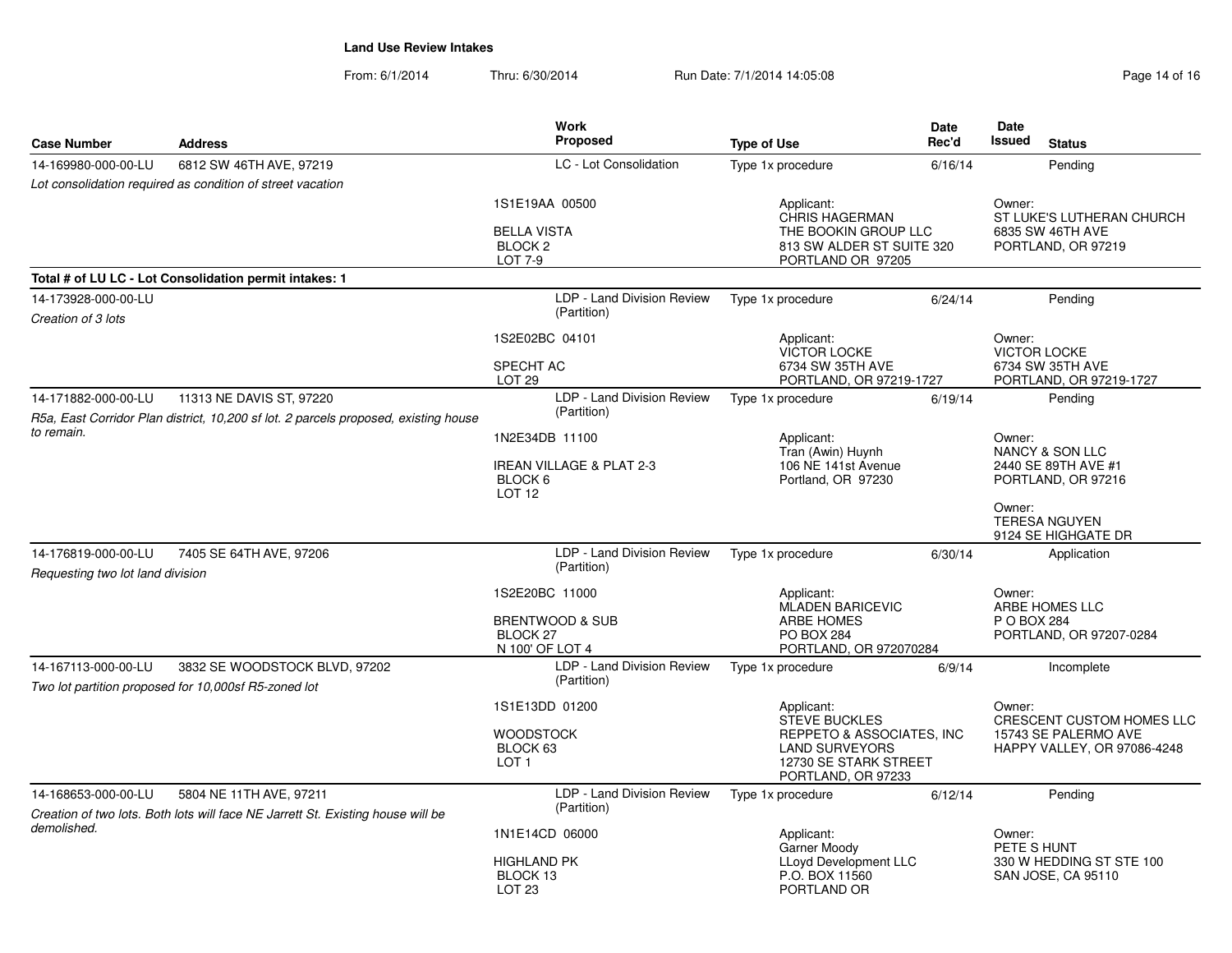**Land Use Review Intakes**

From: 6/1/2014 Thru: 6/30/2014 Run Date: 7/1/2014 14:05:08

| Case Number | Address | Work Proposed | Type of Use | Date Rec'd | Date Issued | Status |
|---|---|---|---|---|---|---|
| 14-169980-000-00-LU | 6812 SW 46TH AVE, 97219 | LC - Lot Consolidation | Type 1x procedure | 6/16/14 | | Pending |
| *Lot consolidation required as condition of street vacation* | | 1S1E19AA 00500<br><br>BELLA VISTA<br>BLOCK 2<br>LOT 7-9 | Applicant:<br>CHRIS HAGERMAN<br>THE BOOKIN GROUP LLC<br>813 SW ALDER ST SUITE 320<br>PORTLAND OR 97205 | | Owner:<br>ST LUKE'S LUTHERAN CHURCH<br>6835 SW 46TH AVE<br>PORTLAND, OR 97219 | |
| **Total # of LU LC - Lot Consolidation permit intakes: 1** | | | | | | |
| 14-173928-000-00-LU | | LDP - Land Division Review (Partition) | Type 1x procedure | 6/24/14 | | Pending |
| *Creation of 3 lots* | | 1S2E02BC 04101<br><br>SPECHT AC<br>LOT 29 | Applicant:<br>VICTOR LOCKE<br>6734 SW 35TH AVE<br>PORTLAND, OR 97219-1727 | | Owner:<br>VICTOR LOCKE<br>6734 SW 35TH AVE<br>PORTLAND, OR 97219-1727 | |
| 14-171882-000-00-LU | 11313 NE DAVIS ST, 97220 | LDP - Land Division Review (Partition) | Type 1x procedure | 6/19/14 | | Pending |
| *R5a, East Corridor Plan district, 10,200 sf lot. 2 parcels proposed, existing house to remain.* | | 1N2E34DB 11100<br><br>IREAN VILLAGE & PLAT 2-3<br>BLOCK 6<br>LOT 12 | Applicant:<br>Tran (Awin) Huynh<br>106 NE 141st Avenue<br>Portland, OR 97230 | | Owner:<br>NANCY & SON LLC<br>2440 SE 89TH AVE #1<br>PORTLAND, OR 97216<br><br>Owner:<br>TERESA NGUYEN<br>9124 SE HIGHGATE DR | |
| 14-176819-000-00-LU | 7405 SE 64TH AVE, 97206 | LDP - Land Division Review (Partition) | Type 1x procedure | 6/30/14 | | Application |
| *Requesting two lot land division* | | 1S2E20BC 11000<br><br>BRENTWOOD & SUB<br>BLOCK 27<br>N 100' OF LOT 4 | Applicant:<br>MLADEN BARICEVIC<br>ARBE HOMES<br>PO BOX 284<br>PORTLAND, OR 972070284 | | Owner:<br>ARBE HOMES LLC<br>P O BOX 284<br>PORTLAND, OR 97207-0284 | |
| 14-167113-000-00-LU | 3832 SE WOODSTOCK BLVD, 97202 | LDP - Land Division Review (Partition) | Type 1x procedure | 6/9/14 | | Incomplete |
| *Two lot partition proposed for 10,000sf R5-zoned lot* | | 1S1E13DD 01200<br><br>WOODSTOCK<br>BLOCK 63<br>LOT 1 | Applicant:<br>STEVE BUCKLES<br>REPPETO & ASSOCIATES, INC<br>LAND SURVEYORS<br>12730 SE STARK STREET<br>PORTLAND, OR 97233 | | Owner:<br>CRESCENT CUSTOM HOMES LLC<br>15743 SE PALERMO AVE<br>HAPPY VALLEY, OR 97086-4248 | |
| 14-168653-000-00-LU | 5804 NE 11TH AVE, 97211 | LDP - Land Division Review (Partition) | Type 1x procedure | 6/12/14 | | Pending |
| *Creation of two lots. Both lots will face NE Jarrett St. Existing house will be demolished.* | | 1N1E14CD 06000<br><br>HIGHLAND PK<br>BLOCK 13<br>LOT 23 | Applicant:<br>Garner Moody<br>LLoyd Development LLC<br>P.O. BOX 11560<br>PORTLAND OR | | Owner:<br>PETE S HUNT<br>330 W HEDDING ST STE 100<br>SAN JOSE, CA 95110 | |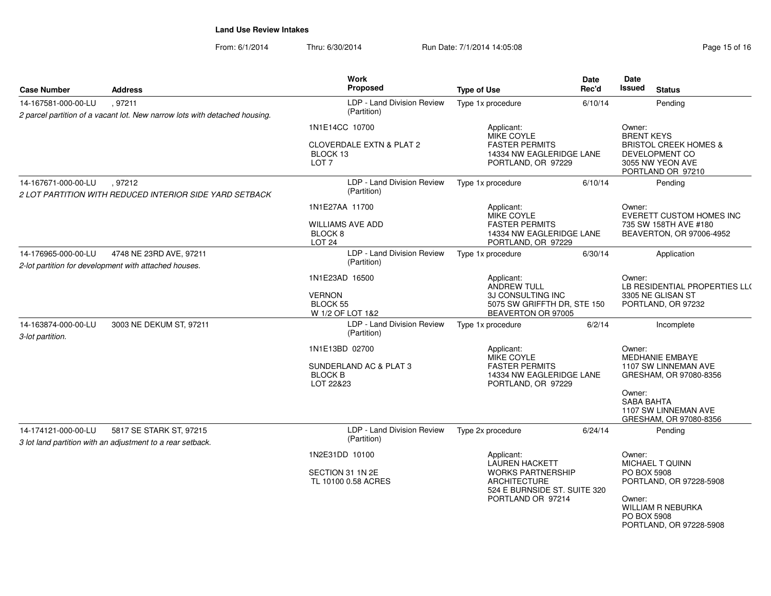**Land Use Review Intakes**

From: 6/1/2014 Thru: 6/30/2014 Run Date: 7/1/2014 14:05:08

| Case Number | Address | Work Proposed | Type of Use | Date Rec'd | Date Issued | Status |
|---|---|---|---|---|---|---|
| 14-167581-000-00-LU | , 97211 | LDP - Land Division Review (Partition) | Type 1x procedure | 6/10/14 | | Pending |
| 2 parcel partition of a vacant lot. New narrow lots with detached housing. | | 1N1E14CC 10700<br>CLOVERDALE EXTN & PLAT 2<br>BLOCK 13<br>LOT 7 | Applicant:<br>MIKE COYLE<br>FASTER PERMITS<br>14334 NW EAGLERIDGE LANE<br>PORTLAND, OR 97229 | | Owner:<br>BRENT KEYS<br>BRISTOL CREEK HOMES & DEVELOPMENT CO<br>3055 NW YEON AVE<br>PORTLAND OR 97210 | |
| 14-167671-000-00-LU | , 97212 | LDP - Land Division Review (Partition) | Type 1x procedure | 6/10/14 | | Pending |
| 2 LOT PARTITION WITH REDUCED INTERIOR SIDE YARD SETBACK | | 1N1E27AA 11700<br>WILLIAMS AVE ADD<br>BLOCK 8<br>LOT 24 | Applicant:<br>MIKE COYLE<br>FASTER PERMITS<br>14334 NW EAGLERIDGE LANE<br>PORTLAND, OR 97229 | | Owner:<br>EVERETT CUSTOM HOMES INC<br>735 SW 158TH AVE #180<br>BEAVERTON, OR 97006-4952 | |
| 14-176965-000-00-LU | 4748 NE 23RD AVE, 97211 | LDP - Land Division Review (Partition) | Type 1x procedure | 6/30/14 | | Application |
| 2-lot partition for development with attached houses. | | 1N1E23AD 16500<br>VERNON<br>BLOCK 55<br>W 1/2 OF LOT 1&2 | Applicant:<br>ANDREW TULL<br>3J CONSULTING INC<br>5075 SW GRIFFTH DR, STE 150<br>BEAVERTON OR 97005 | | Owner:<br>LB RESIDENTIAL PROPERTIES LL(<br>3305 NE GLISAN ST<br>PORTLAND, OR 97232 | |
| 14-163874-000-00-LU | 3003 NE DEKUM ST, 97211 | LDP - Land Division Review (Partition) | Type 1x procedure | 6/2/14 | | Incomplete |
| 3-lot partition. | | 1N1E13BD 02700<br>SUNDERLAND AC & PLAT 3<br>BLOCK B<br>LOT 22&23 | Applicant:<br>MIKE COYLE<br>FASTER PERMITS<br>14334 NW EAGLERIDGE LANE<br>PORTLAND, OR 97229 | | Owner:<br>MEDHANIE EMBAYE<br>1107 SW LINNEMAN AVE<br>GRESHAM, OR 97080-8356<br>Owner:<br>SABA BAHTA<br>1107 SW LINNEMAN AVE<br>GRESHAM, OR 97080-8356 | |
| 14-174121-000-00-LU | 5817 SE STARK ST, 97215 | LDP - Land Division Review (Partition) | Type 2x procedure | 6/24/14 | | Pending |
| 3 lot land partition with an adjustment to a rear setback. | | 1N2E31DD 10100<br>SECTION 31 1N 2E<br>TL 10100 0.58 ACRES | Applicant:<br>LAUREN HACKETT<br>WORKS PARTNERSHIP ARCHITECTURE<br>524 E BURNSIDE ST. SUITE 320<br>PORTLAND OR 97214 | | Owner:<br>MICHAEL T QUINN<br>PO BOX 5908<br>PORTLAND, OR 97228-5908<br>Owner:<br>WILLIAM R NEBURKA<br>PO BOX 5908<br>PORTLAND, OR 97228-5908 | |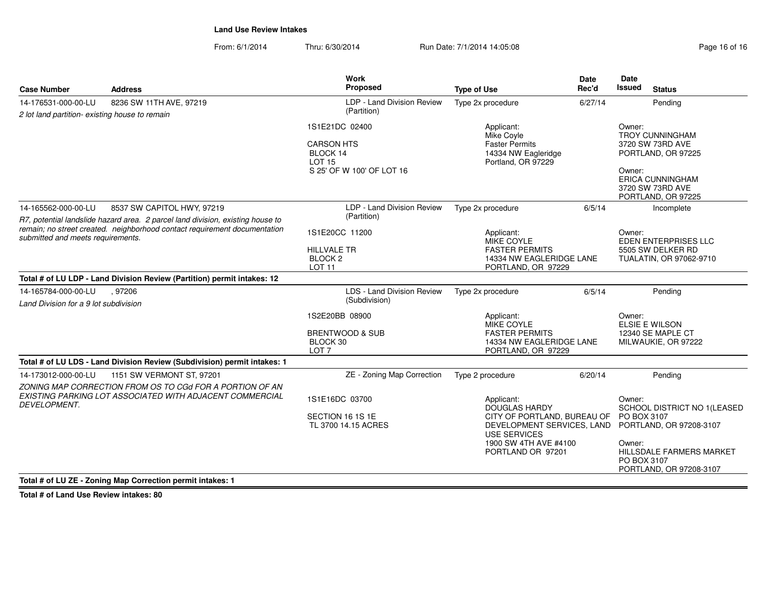**Land Use Review Intakes**

From: 6/1/2014 Thru: 6/30/2014 Run Date: 7/1/2014 14:05:08

| Case Number | Address | Work Proposed | Type of Use | Date Rec'd | Date Issued | Status |
|---|---|---|---|---|---|---|
| 14-176531-000-00-LU | 8236 SW 11TH AVE, 97219 | LDP - Land Division Review (Partition) | Type 2x procedure | 6/27/14 | | Pending |
| *2 lot land partition- existing house to remain* | | 1S1E21DC 02400<br>CARSON HTS<br>BLOCK 14<br>LOT 15<br>S 25' OF W 100' OF LOT 16 | Applicant:<br>Mike Coyle<br>Faster Permits<br>14334 NW Eagleridge<br>Portland, OR 97229 | | Owner:<br>TROY CUNNINGHAM<br>3720 SW 73RD AVE<br>PORTLAND, OR 97225<br>Owner:<br>ERICA CUNNINGHAM<br>3720 SW 73RD AVE<br>PORTLAND, OR 97225 | |
| 14-165562-000-00-LU | 8537 SW CAPITOL HWY, 97219 | LDP - Land Division Review (Partition) | Type 2x procedure | 6/5/14 | | Incomplete |
| *R7, potential landslide hazard area. 2 parcel land division, existing house to remain; no street created. neighborhood contact requirement documentation submitted and meets requirements.* | | 1S1E20CC 11200<br>HILLVALE TR<br>BLOCK 2<br>LOT 11 | Applicant:<br>MIKE COYLE<br>FASTER PERMITS<br>14334 NW EAGLERIDGE LANE<br>PORTLAND, OR 97229 | | Owner:<br>EDEN ENTERPRISES LLC<br>5505 SW DELKER RD<br>TUALATIN, OR 97062-9710 | |
| **Total # of LU LDP - Land Division Review (Partition) permit intakes: 12** | | | | | | |
| 14-165784-000-00-LU | , 97206 | LDS - Land Division Review (Subdivision) | Type 2x procedure | 6/5/14 | | Pending |
| *Land Division for a 9 lot subdivision* | | 1S2E20BB 08900<br>BRENTWOOD & SUB<br>BLOCK 30<br>LOT 7 | Applicant:<br>MIKE COYLE<br>FASTER PERMITS<br>14334 NW EAGLERIDGE LANE<br>PORTLAND, OR 97229 | | Owner:<br>ELSIE E WILSON<br>12340 SE MAPLE CT<br>MILWAUKIE, OR 97222 | |
| **Total # of LU LDS - Land Division Review (Subdivision) permit intakes: 1** | | | | | | |
| 14-173012-000-00-LU | 1151 SW VERMONT ST, 97201 | ZE - Zoning Map Correction | Type 2 procedure | 6/20/14 | | Pending |
| *ZONING MAP CORRECTION FROM OS TO CGd FOR A PORTION OF AN EXISTING PARKING LOT ASSOCIATED WITH ADJACENT COMMERCIAL DEVELOPMENT.* | | 1S1E16DC 03700<br>SECTION 16 1S 1E<br>TL 3700 14.15 ACRES | Applicant:<br>DOUGLAS HARDY<br>CITY OF PORTLAND, BUREAU OF DEVELOPMENT SERVICES, LAND USE SERVICES<br>1900 SW 4TH AVE #4100<br>PORTLAND OR 97201 | | Owner:<br>SCHOOL DISTRICT NO 1(LEASED<br>PO BOX 3107<br>PORTLAND, OR 97208-3107<br>Owner:<br>HILLSDALE FARMERS MARKET<br>PO BOX 3107<br>PORTLAND, OR 97208-3107 | |
| **Total # of LU ZE - Zoning Map Correction permit intakes: 1** | | | | | | |

**Total # of Land Use Review intakes: 80**